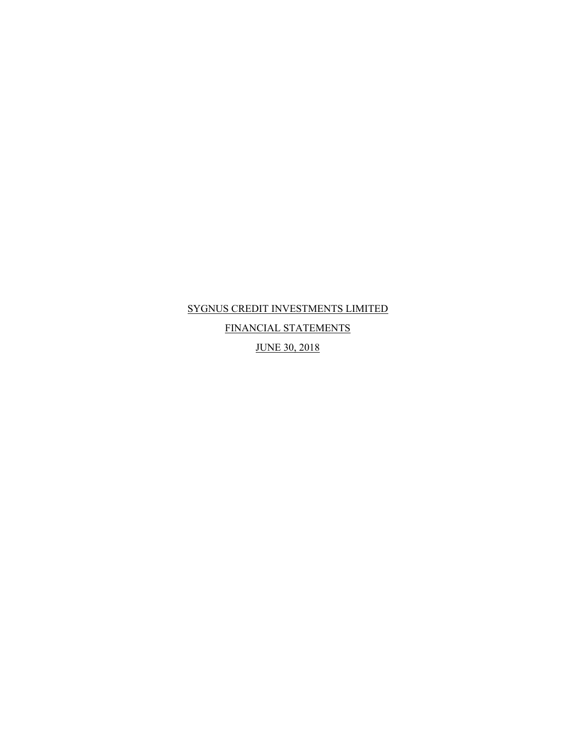SYGNUS CREDIT INVESTMENTS LIMITED

FINANCIAL STATEMENTS

JUNE 30, 2018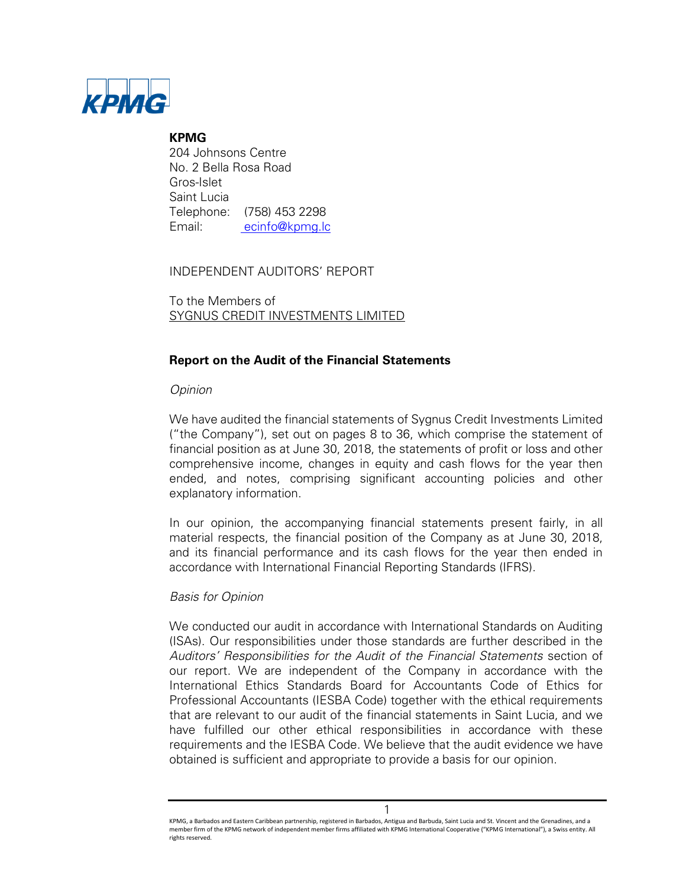KPMG

**KPMG**
204 Johnsons Centre
No. 2 Bella Rosa Road
Gros-Islet
Saint Lucia
Telephone: (758) 453 2298
Email: ecinfo@kpmg.lc

INDEPENDENT AUDITORS' REPORT

To the Members of
SYGNUS CREDIT INVESTMENTS LIMITED

## Report on the Audit of the Financial Statements

*Opinion*

We have audited the financial statements of Sygnus Credit Investments Limited ("the Company"), set out on pages 8 to 36, which comprise the statement of financial position as at June 30, 2018, the statements of profit or loss and other comprehensive income, changes in equity and cash flows for the year then ended, and notes, comprising significant accounting policies and other explanatory information.

In our opinion, the accompanying financial statements present fairly, in all material respects, the financial position of the Company as at June 30, 2018, and its financial performance and its cash flows for the year then ended in accordance with International Financial Reporting Standards (IFRS).

*Basis for Opinion*

We conducted our audit in accordance with International Standards on Auditing (ISAs). Our responsibilities under those standards are further described in the *Auditors' Responsibilities for the Audit of the Financial Statements* section of our report. We are independent of the Company in accordance with the International Ethics Standards Board for Accountants Code of Ethics for Professional Accountants (IESBA Code) together with the ethical requirements that are relevant to our audit of the financial statements in Saint Lucia, and we have fulfilled our other ethical responsibilities in accordance with these requirements and the IESBA Code. We believe that the audit evidence we have obtained is sufficient and appropriate to provide a basis for our opinion.

KPMG, a Barbados and Eastern Caribbean partnership, registered in Barbados, Antigua and Barbuda, Saint Lucia and St. Vincent and the Grenadines, and a member firm of the KPMG network of independent member firms affiliated with KPMG International Cooperative ("KPMG International"), a Swiss entity. All rights reserved.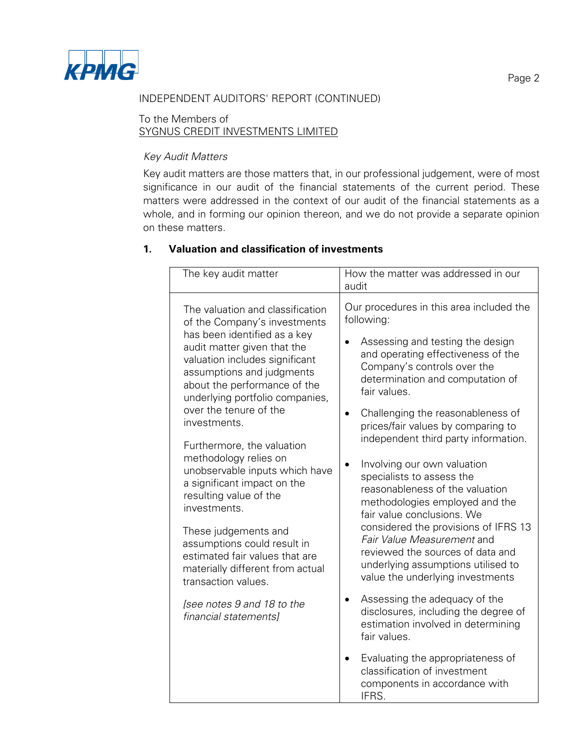INDEPENDENT AUDITORS' REPORT (CONTINUED)

To the Members of
SYGNUS CREDIT INVESTMENTS LIMITED

*Key Audit Matters*

Key audit matters are those matters that, in our professional judgement, were of most significance in our audit of the financial statements of the current period. These matters were addressed in the context of our audit of the financial statements as a whole, and in forming our opinion thereon, and we do not provide a separate opinion on these matters.

**1. Valuation and classification of investments**

| The key audit matter | How the matter was addressed in our audit |
|---|---|
| The valuation and classification of the Company's investments has been identified as a key audit matter given that the valuation includes significant assumptions and judgments about the performance of the underlying portfolio companies, over the tenure of the investments.<br><br>Furthermore, the valuation methodology relies on unobservable inputs which have a significant impact on the resulting value of the investments.<br><br>These judgements and assumptions could result in estimated fair values that are materially different from actual transaction values.<br><br>*[see notes 9 and 18 to the financial statements]* | Our procedures in this area included the following:<br><br>• Assessing and testing the design and operating effectiveness of the Company's controls over the determination and computation of fair values.<br><br>• Challenging the reasonableness of prices/fair values by comparing to independent third party information.<br><br>• Involving our own valuation specialists to assess the reasonableness of the valuation methodologies employed and the fair value conclusions. We considered the provisions of IFRS 13 *Fair Value Measurement* and reviewed the sources of data and underlying assumptions utilised to value the underlying investments<br><br>• Assessing the adequacy of the disclosures, including the degree of estimation involved in determining fair values.<br><br>• Evaluating the appropriateness of classification of investment components in accordance with IFRS. |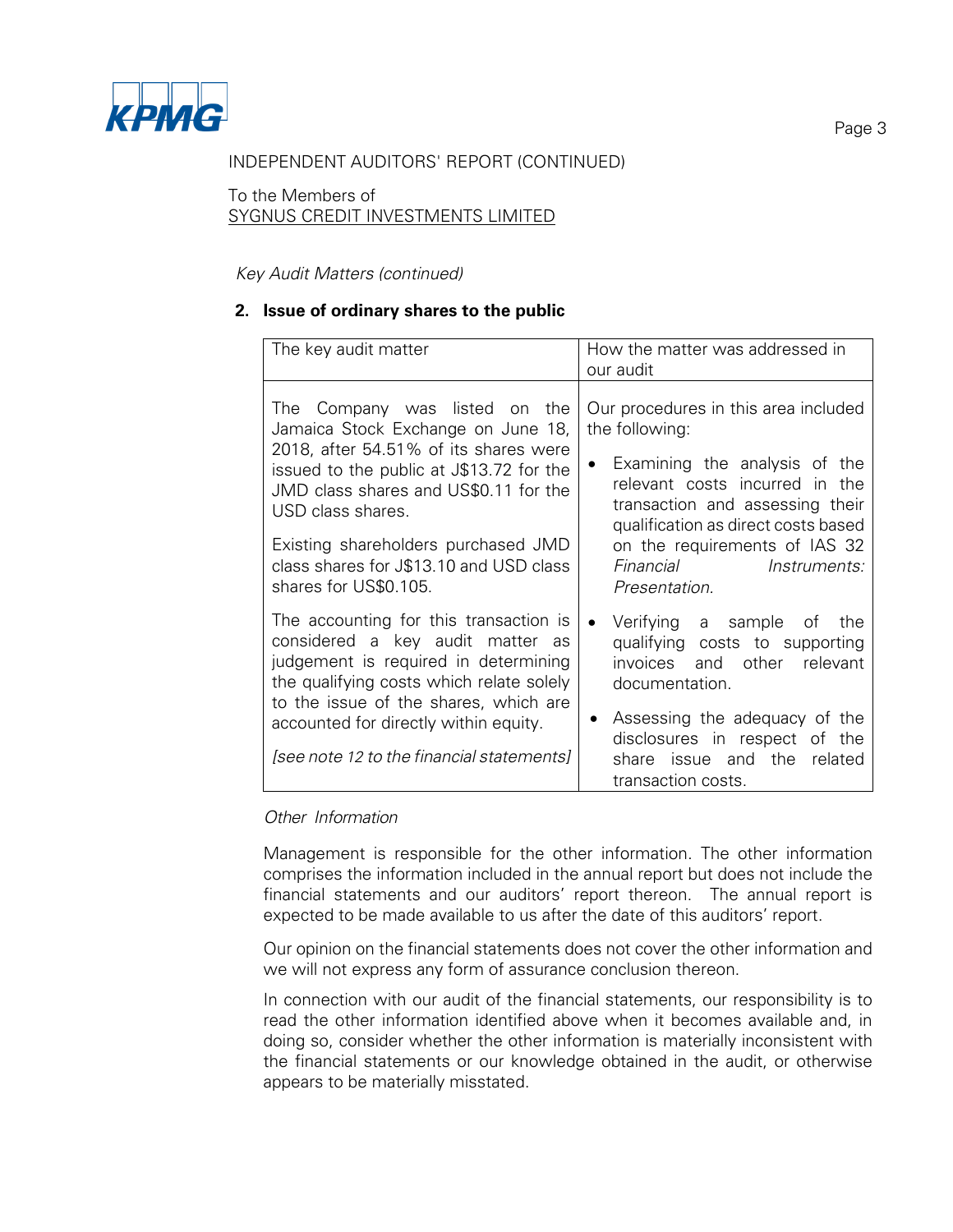INDEPENDENT AUDITORS' REPORT (CONTINUED)

To the Members of
SYGNUS CREDIT INVESTMENTS LIMITED

*Key Audit Matters (continued)*

**2. Issue of ordinary shares to the public**

| The key audit matter | How the matter was addressed in our audit |
| --- | --- |
| The Company was listed on the Jamaica Stock Exchange on June 18, 2018, after 54.51% of its shares were issued to the public at J$13.72 for the JMD class shares and US$0.11 for the USD class shares.<br><br>Existing shareholders purchased JMD class shares for J$13.10 and USD class shares for US$0.105.<br><br>The accounting for this transaction is considered a key audit matter as judgement is required in determining the qualifying costs which relate solely to the issue of the shares, which are accounted for directly within equity.<br><br>*[see note 12 to the financial statements]* | Our procedures in this area included the following:<br><br>• Examining the analysis of the relevant costs incurred in the transaction and assessing their qualification as direct costs based on the requirements of IAS 32 *Financial Instruments: Presentation.*<br><br>• Verifying a sample of the qualifying costs to supporting invoices and other relevant documentation.<br><br>• Assessing the adequacy of the disclosures in respect of the share issue and the related transaction costs. |

*Other Information*

Management is responsible for the other information. The other information comprises the information included in the annual report but does not include the financial statements and our auditors' report thereon. The annual report is expected to be made available to us after the date of this auditors' report.

Our opinion on the financial statements does not cover the other information and we will not express any form of assurance conclusion thereon.

In connection with our audit of the financial statements, our responsibility is to read the other information identified above when it becomes available and, in doing so, consider whether the other information is materially inconsistent with the financial statements or our knowledge obtained in the audit, or otherwise appears to be materially misstated.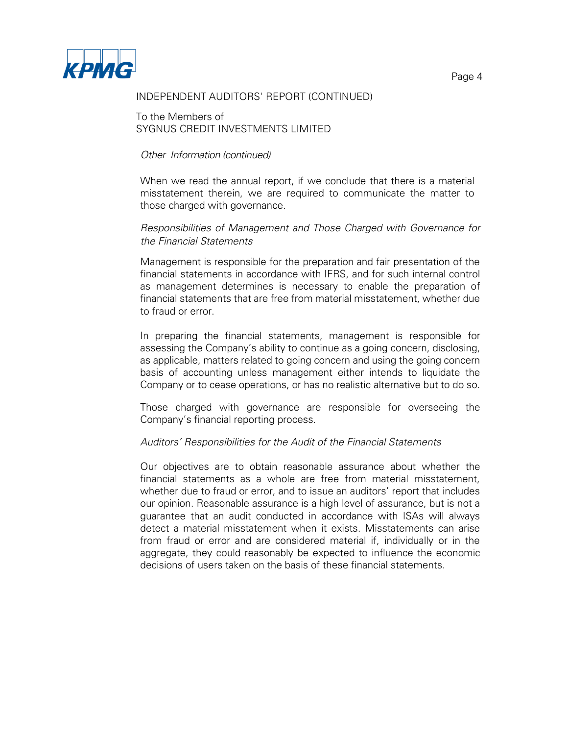INDEPENDENT AUDITORS' REPORT (CONTINUED)

To the Members of
SYGNUS CREDIT INVESTMENTS LIMITED

*Other Information (continued)*

When we read the annual report, if we conclude that there is a material misstatement therein, we are required to communicate the matter to those charged with governance.

*Responsibilities of Management and Those Charged with Governance for the Financial Statements*

Management is responsible for the preparation and fair presentation of the financial statements in accordance with IFRS, and for such internal control as management determines is necessary to enable the preparation of financial statements that are free from material misstatement, whether due to fraud or error.

In preparing the financial statements, management is responsible for assessing the Company's ability to continue as a going concern, disclosing, as applicable, matters related to going concern and using the going concern basis of accounting unless management either intends to liquidate the Company or to cease operations, or has no realistic alternative but to do so.

Those charged with governance are responsible for overseeing the Company's financial reporting process.

*Auditors' Responsibilities for the Audit of the Financial Statements*

Our objectives are to obtain reasonable assurance about whether the financial statements as a whole are free from material misstatement, whether due to fraud or error, and to issue an auditors' report that includes our opinion. Reasonable assurance is a high level of assurance, but is not a guarantee that an audit conducted in accordance with ISAs will always detect a material misstatement when it exists. Misstatements can arise from fraud or error and are considered material if, individually or in the aggregate, they could reasonably be expected to influence the economic decisions of users taken on the basis of these financial statements.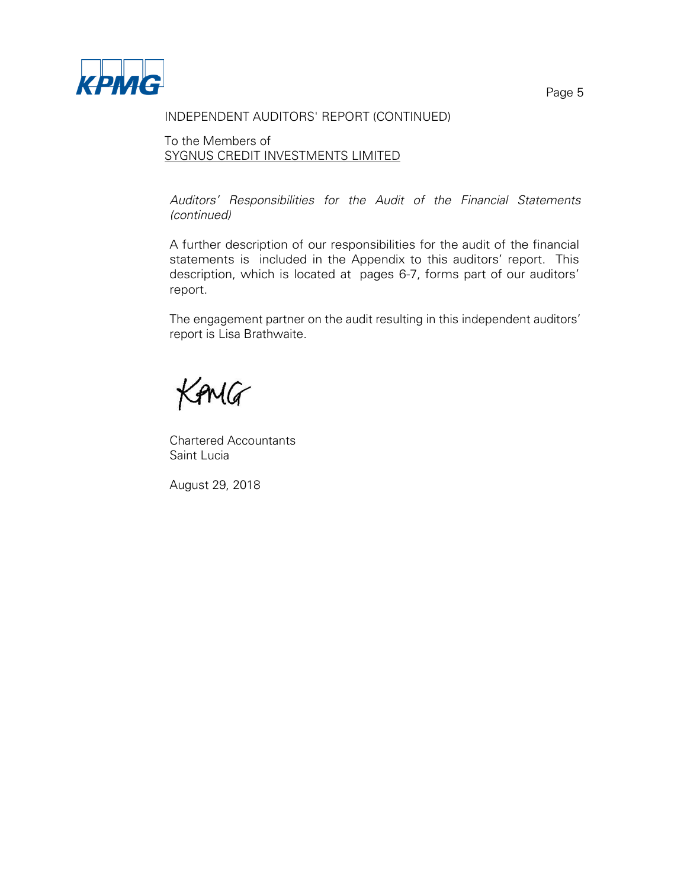INDEPENDENT AUDITORS' REPORT (CONTINUED)

To the Members of
SYGNUS CREDIT INVESTMENTS LIMITED

*Auditors' Responsibilities for the Audit of the Financial Statements (continued)*

A further description of our responsibilities for the audit of the financial statements is included in the Appendix to this auditors' report. This description, which is located at pages 6-7, forms part of our auditors' report.

The engagement partner on the audit resulting in this independent auditors' report is Lisa Brathwaite.

KPMG

Chartered Accountants
Saint Lucia

August 29, 2018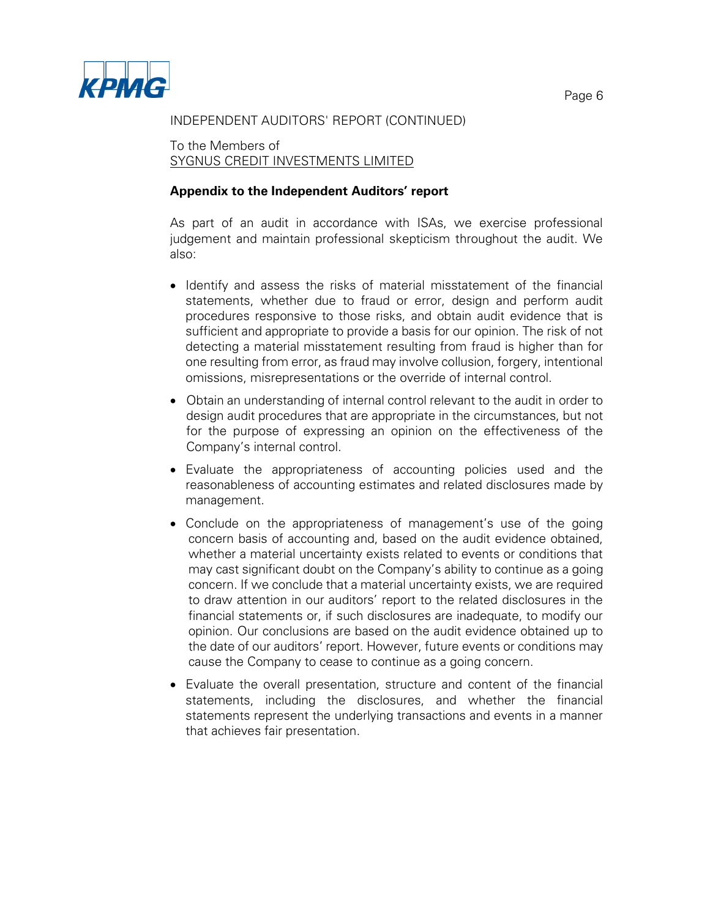INDEPENDENT AUDITORS' REPORT (CONTINUED)

To the Members of
SYGNUS CREDIT INVESTMENTS LIMITED

**Appendix to the Independent Auditors' report**

As part of an audit in accordance with ISAs, we exercise professional judgement and maintain professional skepticism throughout the audit. We also:

- Identify and assess the risks of material misstatement of the financial statements, whether due to fraud or error, design and perform audit procedures responsive to those risks, and obtain audit evidence that is sufficient and appropriate to provide a basis for our opinion. The risk of not detecting a material misstatement resulting from fraud is higher than for one resulting from error, as fraud may involve collusion, forgery, intentional omissions, misrepresentations or the override of internal control.
- Obtain an understanding of internal control relevant to the audit in order to design audit procedures that are appropriate in the circumstances, but not for the purpose of expressing an opinion on the effectiveness of the Company's internal control.
- Evaluate the appropriateness of accounting policies used and the reasonableness of accounting estimates and related disclosures made by management.
- Conclude on the appropriateness of management's use of the going concern basis of accounting and, based on the audit evidence obtained, whether a material uncertainty exists related to events or conditions that may cast significant doubt on the Company's ability to continue as a going concern. If we conclude that a material uncertainty exists, we are required to draw attention in our auditors' report to the related disclosures in the financial statements or, if such disclosures are inadequate, to modify our opinion. Our conclusions are based on the audit evidence obtained up to the date of our auditors' report. However, future events or conditions may cause the Company to cease to continue as a going concern.
- Evaluate the overall presentation, structure and content of the financial statements, including the disclosures, and whether the financial statements represent the underlying transactions and events in a manner that achieves fair presentation.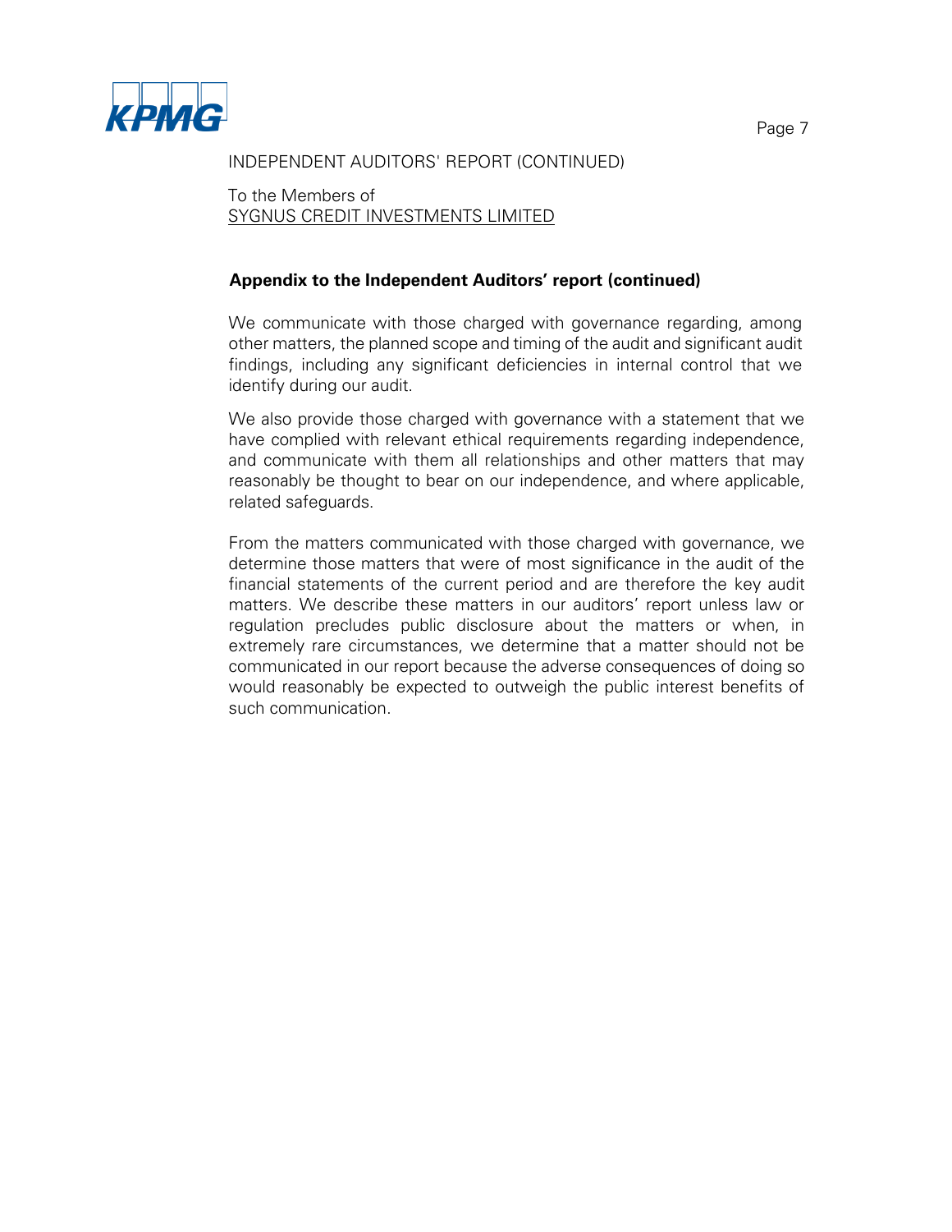INDEPENDENT AUDITORS' REPORT (CONTINUED)

To the Members of
SYGNUS CREDIT INVESTMENTS LIMITED

**Appendix to the Independent Auditors' report (continued)**

We communicate with those charged with governance regarding, among other matters, the planned scope and timing of the audit and significant audit findings, including any significant deficiencies in internal control that we identify during our audit.

We also provide those charged with governance with a statement that we have complied with relevant ethical requirements regarding independence, and communicate with them all relationships and other matters that may reasonably be thought to bear on our independence, and where applicable, related safeguards.

From the matters communicated with those charged with governance, we determine those matters that were of most significance in the audit of the financial statements of the current period and are therefore the key audit matters. We describe these matters in our auditors' report unless law or regulation precludes public disclosure about the matters or when, in extremely rare circumstances, we determine that a matter should not be communicated in our report because the adverse consequences of doing so would reasonably be expected to outweigh the public interest benefits of such communication.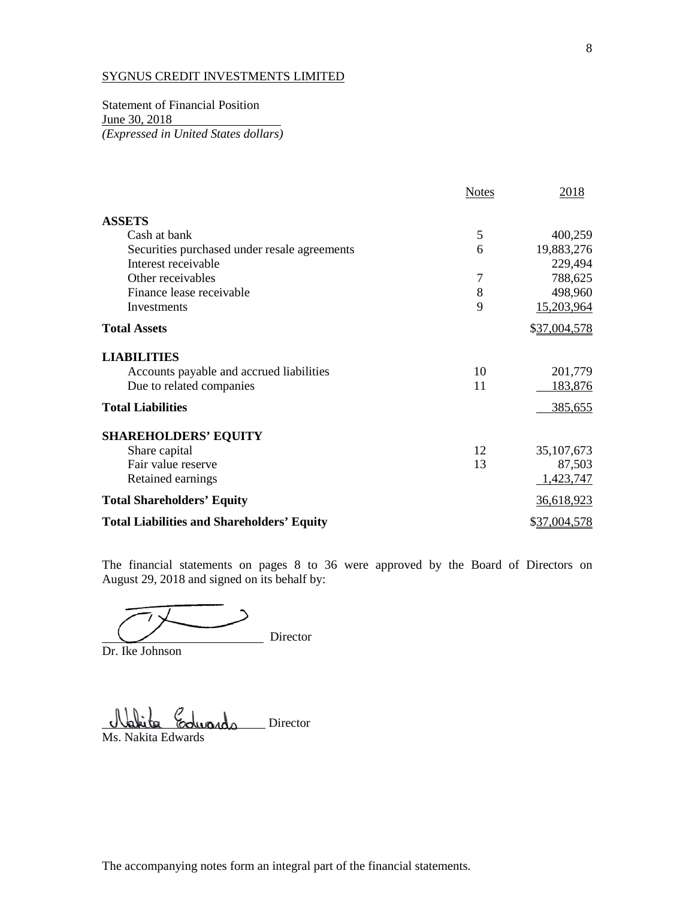SYGNUS CREDIT INVESTMENTS LIMITED

Statement of Financial Position
June 30, 2018
*(Expressed in United States dollars)*

| | Notes | 2018 |
|---|---|---|
| **ASSETS** | | |
| Cash at bank | 5 | 400,259 |
| Securities purchased under resale agreements | 6 | 19,883,276 |
| Interest receivable | | 229,494 |
| Other receivables | 7 | 788,625 |
| Finance lease receivable | 8 | 498,960 |
| Investments | 9 | 15,203,964 |
| **Total Assets** | | $37,004,578 |
| **LIABILITIES** | | |
| Accounts payable and accrued liabilities | 10 | 201,779 |
| Due to related companies | 11 | 183,876 |
| **Total Liabilities** | | 385,655 |
| **SHAREHOLDERS' EQUITY** | | |
| Share capital | 12 | 35,107,673 |
| Fair value reserve | 13 | 87,503 |
| Retained earnings | | 1,423,747 |
| **Total Shareholders' Equity** | | 36,618,923 |
| **Total Liabilities and Shareholders' Equity** | | $37,004,578 |

The financial statements on pages 8 to 36 were approved by the Board of Directors on August 29, 2018 and signed on its behalf by:

_______________________ Director
Dr. Ike Johnson

_______________________ Director
Ms. Nakita Edwards

The accompanying notes form an integral part of the financial statements.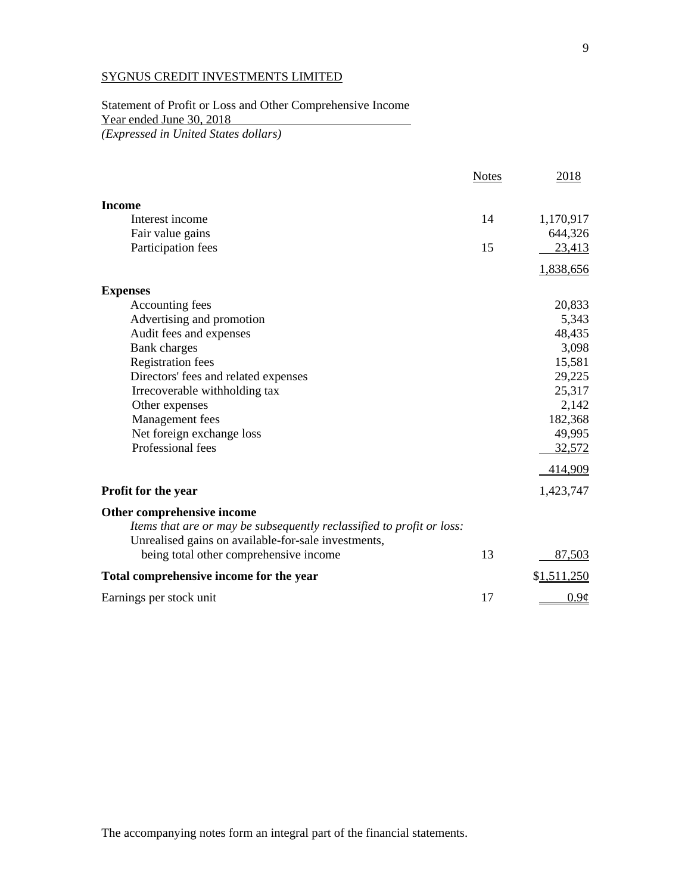SYGNUS CREDIT INVESTMENTS LIMITED

Statement of Profit or Loss and Other Comprehensive Income
Year ended June 30, 2018
*(Expressed in United States dollars)*

| | Notes | 2018 |
|---|---|---|
| **Income** | | |
| Interest income | 14 | 1,170,917 |
| Fair value gains | | 644,326 |
| Participation fees | 15 | 23,413 |
| | | 1,838,656 |
| **Expenses** | | |
| Accounting fees | | 20,833 |
| Advertising and promotion | | 5,343 |
| Audit fees and expenses | | 48,435 |
| Bank charges | | 3,098 |
| Registration fees | | 15,581 |
| Directors' fees and related expenses | | 29,225 |
| Irrecoverable withholding tax | | 25,317 |
| Other expenses | | 2,142 |
| Management fees | | 182,368 |
| Net foreign exchange loss | | 49,995 |
| Professional fees | | 32,572 |
| | | 414,909 |
| **Profit for the year** | | 1,423,747 |
| **Other comprehensive income** | | |
| *Items that are or may be subsequently reclassified to profit or loss:* | | |
| Unrealised gains on available-for-sale investments, being total other comprehensive income | 13 | 87,503 |
| **Total comprehensive income for the year** | | $1,511,250 |
| Earnings per stock unit | 17 | 0.9¢ |

The accompanying notes form an integral part of the financial statements.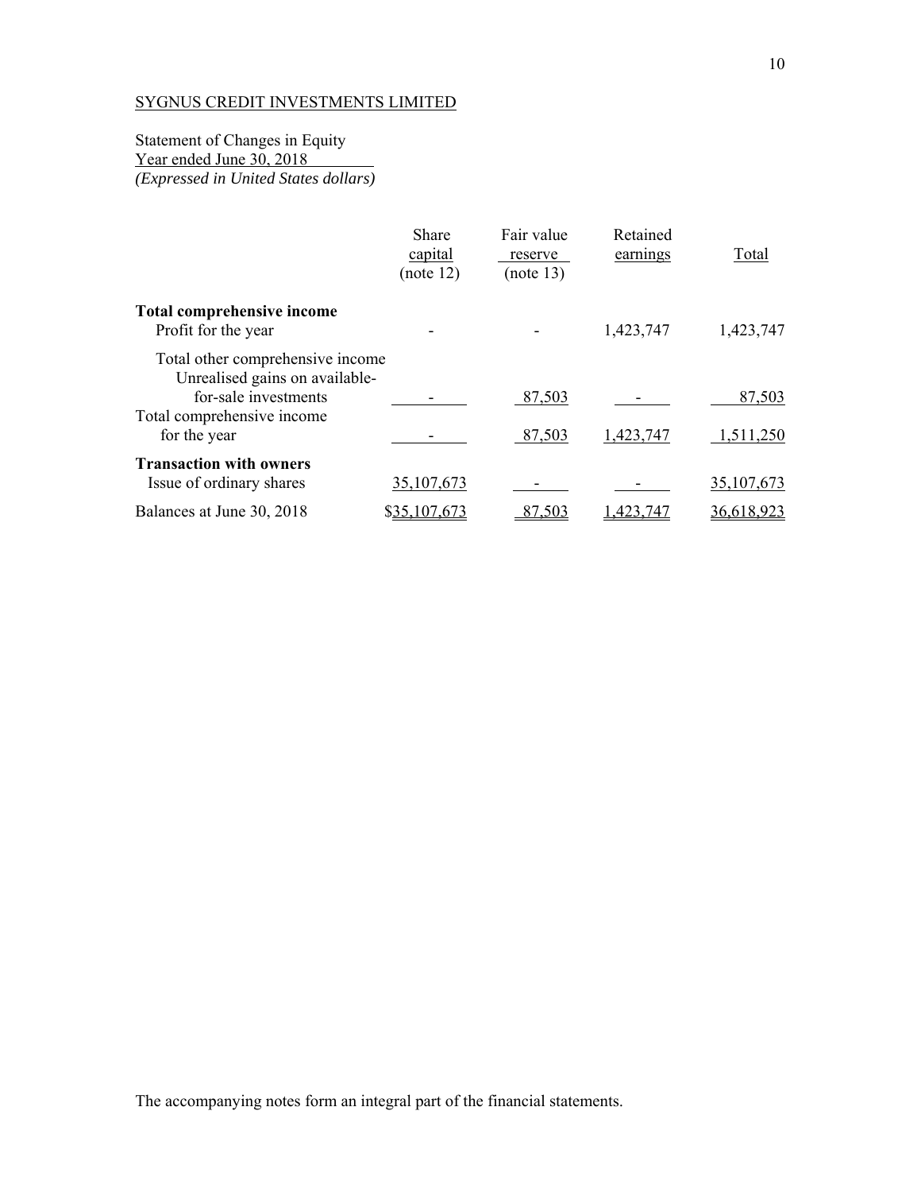SYGNUS CREDIT INVESTMENTS LIMITED

Statement of Changes in Equity
Year ended June 30, 2018
*(Expressed in United States dollars)*

| | Share capital (note 12) | Fair value reserve (note 13) | Retained earnings | Total |
|---|---|---|---|---|
| **Total comprehensive income** | | | | |
| Profit for the year | - | - | 1,423,747 | 1,423,747 |
| Total other comprehensive income | | | | |
| Unrealised gains on available-for-sale investments | - | 87,503 | - | 87,503 |
| Total comprehensive income for the year | - | 87,503 | 1,423,747 | 1,511,250 |
| **Transaction with owners** | | | | |
| Issue of ordinary shares | 35,107,673 | - | - | 35,107,673 |
| Balances at June 30, 2018 | $35,107,673 | 87,503 | 1,423,747 | 36,618,923 |

The accompanying notes form an integral part of the financial statements.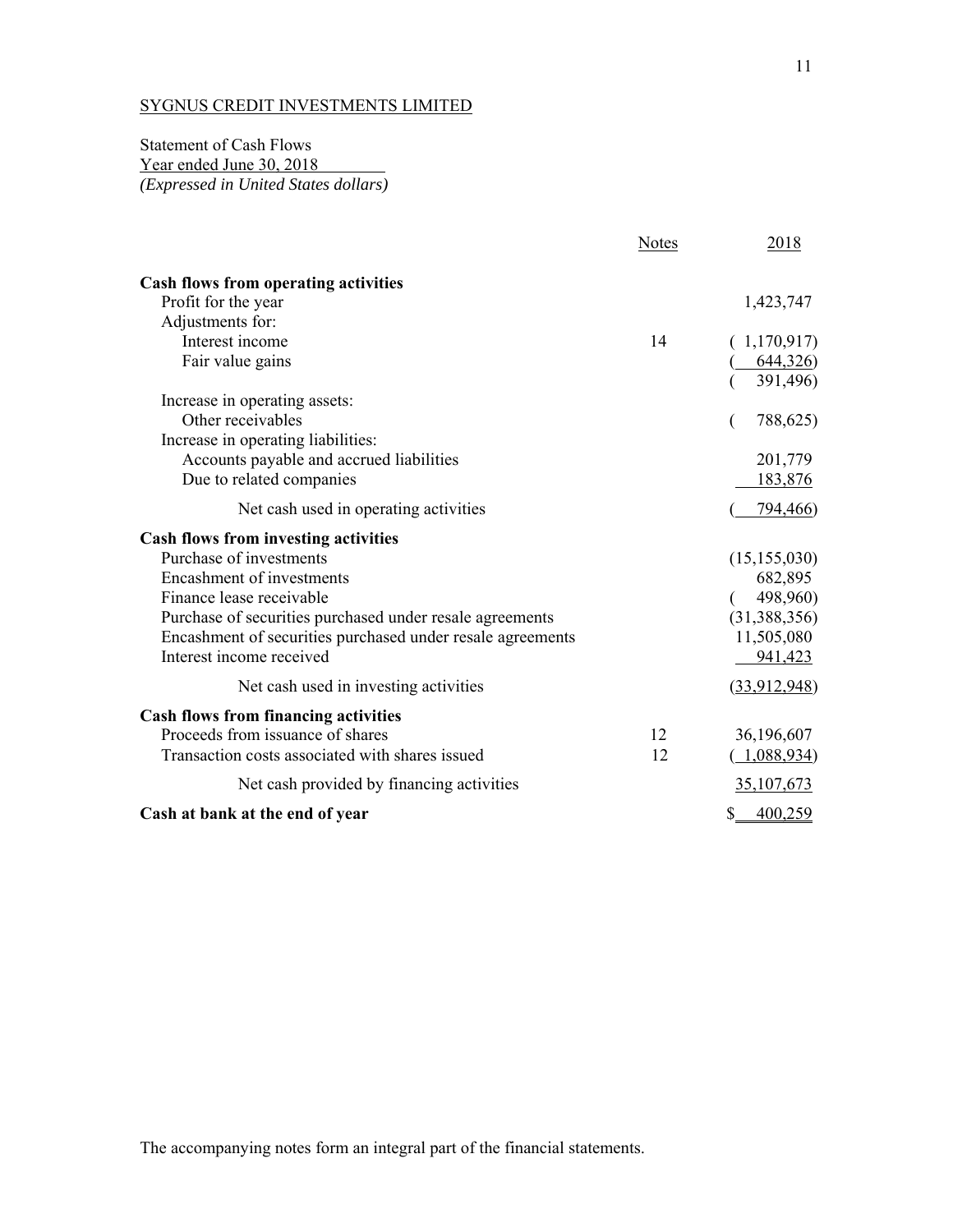SYGNUS CREDIT INVESTMENTS LIMITED

Statement of Cash Flows
Year ended June 30, 2018
*(Expressed in United States dollars)*

| | Notes | 2018 |
|---|---|---|
| **Cash flows from operating activities** | | |
| Profit for the year | | 1,423,747 |
| Adjustments for: | | |
| Interest income | 14 | ( 1,170,917) |
| Fair value gains | | ( 644,326) |
| | | ( 391,496) |
| Increase in operating assets: | | |
| Other receivables | | ( 788,625) |
| Increase in operating liabilities: | | |
| Accounts payable and accrued liabilities | | 201,779 |
| Due to related companies | | 183,876 |
| Net cash used in operating activities | | ( 794,466) |
| **Cash flows from investing activities** | | |
| Purchase of investments | | (15,155,030) |
| Encashment of investments | | 682,895 |
| Finance lease receivable | | ( 498,960) |
| Purchase of securities purchased under resale agreements | | (31,388,356) |
| Encashment of securities purchased under resale agreements | | 11,505,080 |
| Interest income received | | 941,423 |
| Net cash used in investing activities | | (33,912,948) |
| **Cash flows from financing activities** | | |
| Proceeds from issuance of shares | 12 | 36,196,607 |
| Transaction costs associated with shares issued | 12 | ( 1,088,934) |
| Net cash provided by financing activities | | 35,107,673 |
| **Cash at bank at the end of year** | | $ 400,259 |

The accompanying notes form an integral part of the financial statements.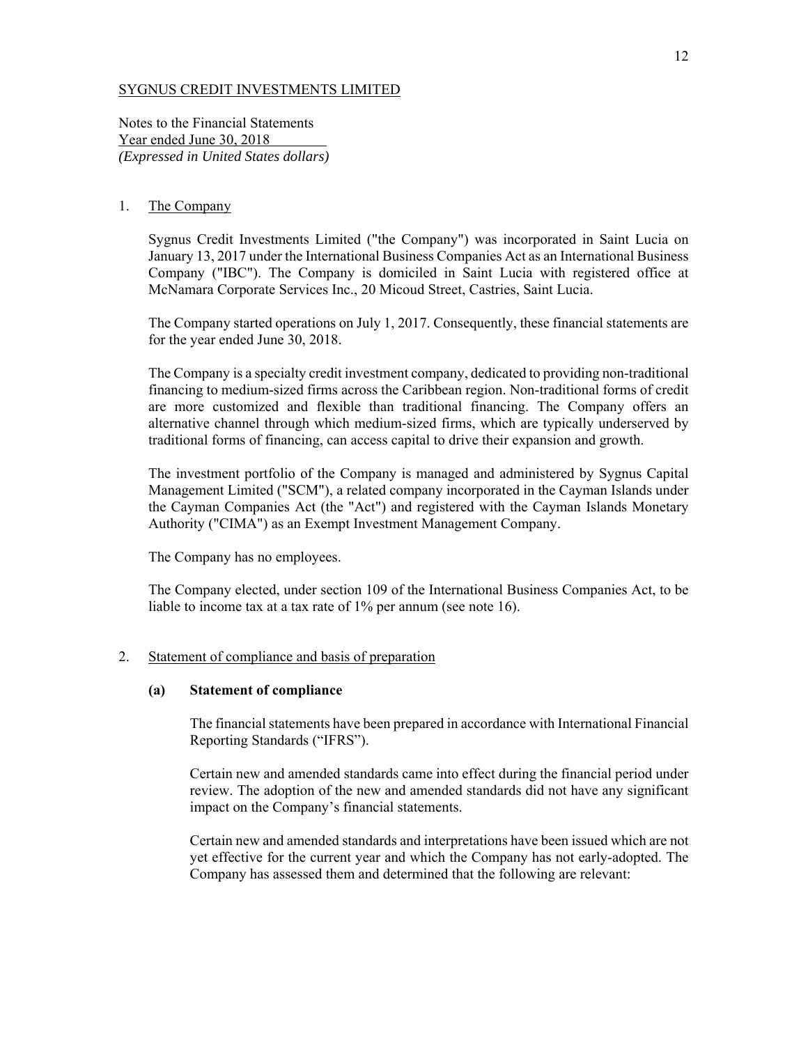SYGNUS CREDIT INVESTMENTS LIMITED

Notes to the Financial Statements
Year ended June 30, 2018
*(Expressed in United States dollars)*

1. The Company

   Sygnus Credit Investments Limited ("the Company") was incorporated in Saint Lucia on January 13, 2017 under the International Business Companies Act as an International Business Company ("IBC"). The Company is domiciled in Saint Lucia with registered office at McNamara Corporate Services Inc., 20 Micoud Street, Castries, Saint Lucia.

   The Company started operations on July 1, 2017. Consequently, these financial statements are for the year ended June 30, 2018.

   The Company is a specialty credit investment company, dedicated to providing non-traditional financing to medium-sized firms across the Caribbean region. Non-traditional forms of credit are more customized and flexible than traditional financing. The Company offers an alternative channel through which medium-sized firms, which are typically underserved by traditional forms of financing, can access capital to drive their expansion and growth.

   The investment portfolio of the Company is managed and administered by Sygnus Capital Management Limited ("SCM"), a related company incorporated in the Cayman Islands under the Cayman Companies Act (the "Act") and registered with the Cayman Islands Monetary Authority ("CIMA") as an Exempt Investment Management Company.

   The Company has no employees.

   The Company elected, under section 109 of the International Business Companies Act, to be liable to income tax at a tax rate of 1% per annum (see note 16).

2. Statement of compliance and basis of preparation

   **(a) Statement of compliance**

   The financial statements have been prepared in accordance with International Financial Reporting Standards ("IFRS").

   Certain new and amended standards came into effect during the financial period under review. The adoption of the new and amended standards did not have any significant impact on the Company's financial statements.

   Certain new and amended standards and interpretations have been issued which are not yet effective for the current year and which the Company has not early-adopted. The Company has assessed them and determined that the following are relevant: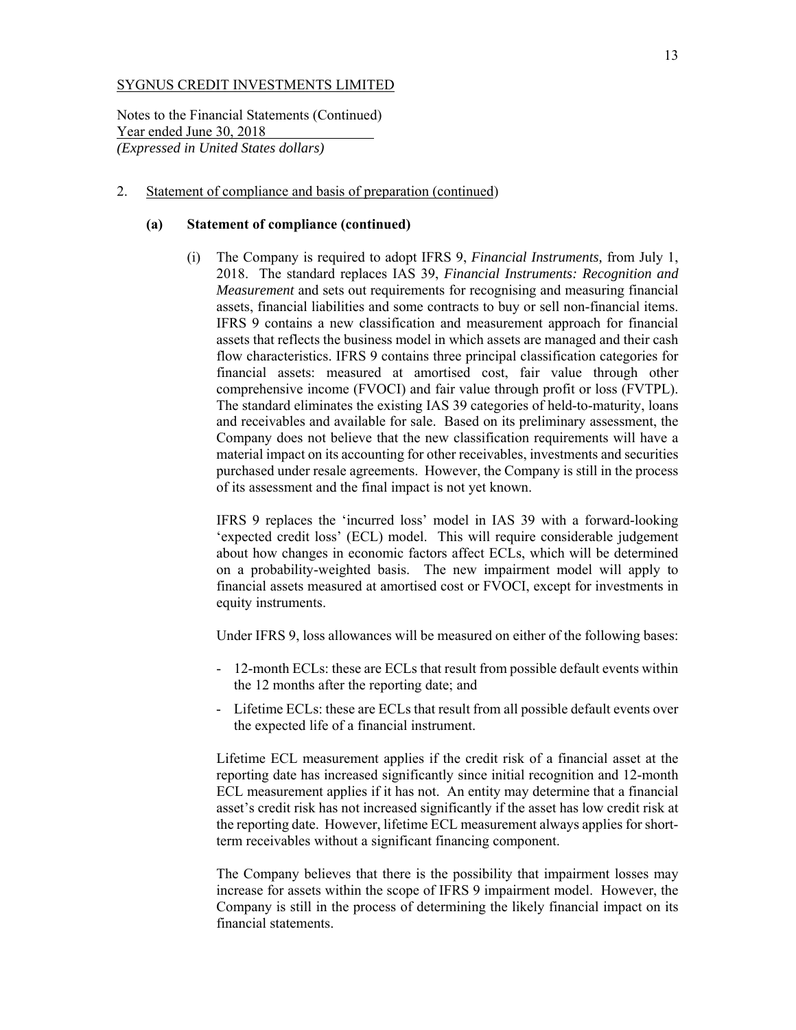SYGNUS CREDIT INVESTMENTS LIMITED

Notes to the Financial Statements (Continued)
Year ended June 30, 2018
*(Expressed in United States dollars)*

2. Statement of compliance and basis of preparation (continued)

**(a) Statement of compliance (continued)**

(i) The Company is required to adopt IFRS 9, *Financial Instruments,* from July 1, 2018. The standard replaces IAS 39, *Financial Instruments: Recognition and Measurement* and sets out requirements for recognising and measuring financial assets, financial liabilities and some contracts to buy or sell non-financial items. IFRS 9 contains a new classification and measurement approach for financial assets that reflects the business model in which assets are managed and their cash flow characteristics. IFRS 9 contains three principal classification categories for financial assets: measured at amortised cost, fair value through other comprehensive income (FVOCI) and fair value through profit or loss (FVTPL). The standard eliminates the existing IAS 39 categories of held-to-maturity, loans and receivables and available for sale. Based on its preliminary assessment, the Company does not believe that the new classification requirements will have a material impact on its accounting for other receivables, investments and securities purchased under resale agreements. However, the Company is still in the process of its assessment and the final impact is not yet known.

IFRS 9 replaces the 'incurred loss' model in IAS 39 with a forward-looking 'expected credit loss' (ECL) model. This will require considerable judgement about how changes in economic factors affect ECLs, which will be determined on a probability-weighted basis. The new impairment model will apply to financial assets measured at amortised cost or FVOCI, except for investments in equity instruments.

Under IFRS 9, loss allowances will be measured on either of the following bases:

- 12-month ECLs: these are ECLs that result from possible default events within the 12 months after the reporting date; and
- Lifetime ECLs: these are ECLs that result from all possible default events over the expected life of a financial instrument.

Lifetime ECL measurement applies if the credit risk of a financial asset at the reporting date has increased significantly since initial recognition and 12-month ECL measurement applies if it has not. An entity may determine that a financial asset's credit risk has not increased significantly if the asset has low credit risk at the reporting date. However, lifetime ECL measurement always applies for short-term receivables without a significant financing component.

The Company believes that there is the possibility that impairment losses may increase for assets within the scope of IFRS 9 impairment model. However, the Company is still in the process of determining the likely financial impact on its financial statements.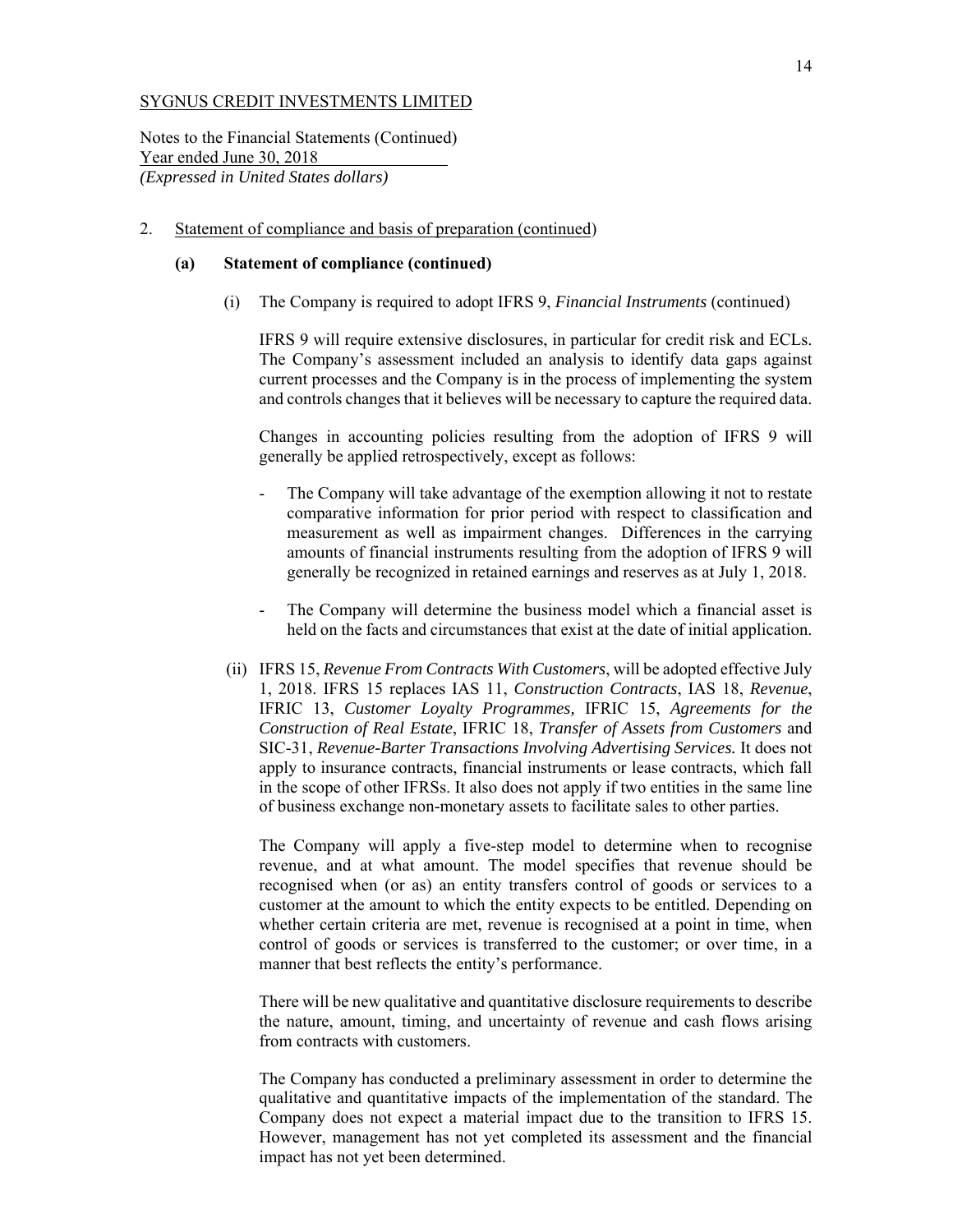SYGNUS CREDIT INVESTMENTS LIMITED

Notes to the Financial Statements (Continued)
Year ended June 30, 2018
*(Expressed in United States dollars)*

2. Statement of compliance and basis of preparation (continued)

**(a) Statement of compliance (continued)**

(i) The Company is required to adopt IFRS 9, *Financial Instruments* (continued)

IFRS 9 will require extensive disclosures, in particular for credit risk and ECLs. The Company's assessment included an analysis to identify data gaps against current processes and the Company is in the process of implementing the system and controls changes that it believes will be necessary to capture the required data.

Changes in accounting policies resulting from the adoption of IFRS 9 will generally be applied retrospectively, except as follows:

- The Company will take advantage of the exemption allowing it not to restate comparative information for prior period with respect to classification and measurement as well as impairment changes. Differences in the carrying amounts of financial instruments resulting from the adoption of IFRS 9 will generally be recognized in retained earnings and reserves as at July 1, 2018.

- The Company will determine the business model which a financial asset is held on the facts and circumstances that exist at the date of initial application.

(ii) IFRS 15, *Revenue From Contracts With Customers*, will be adopted effective July 1, 2018. IFRS 15 replaces IAS 11, *Construction Contracts*, IAS 18, *Revenue*, IFRIC 13, *Customer Loyalty Programmes,* IFRIC 15, *Agreements for the Construction of Real Estate*, IFRIC 18, *Transfer of Assets from Customers* and SIC-31, *Revenue-Barter Transactions Involving Advertising Services.* It does not apply to insurance contracts, financial instruments or lease contracts, which fall in the scope of other IFRSs. It also does not apply if two entities in the same line of business exchange non-monetary assets to facilitate sales to other parties.

The Company will apply a five-step model to determine when to recognise revenue, and at what amount. The model specifies that revenue should be recognised when (or as) an entity transfers control of goods or services to a customer at the amount to which the entity expects to be entitled. Depending on whether certain criteria are met, revenue is recognised at a point in time, when control of goods or services is transferred to the customer; or over time, in a manner that best reflects the entity's performance.

There will be new qualitative and quantitative disclosure requirements to describe the nature, amount, timing, and uncertainty of revenue and cash flows arising from contracts with customers.

The Company has conducted a preliminary assessment in order to determine the qualitative and quantitative impacts of the implementation of the standard. The Company does not expect a material impact due to the transition to IFRS 15. However, management has not yet completed its assessment and the financial impact has not yet been determined.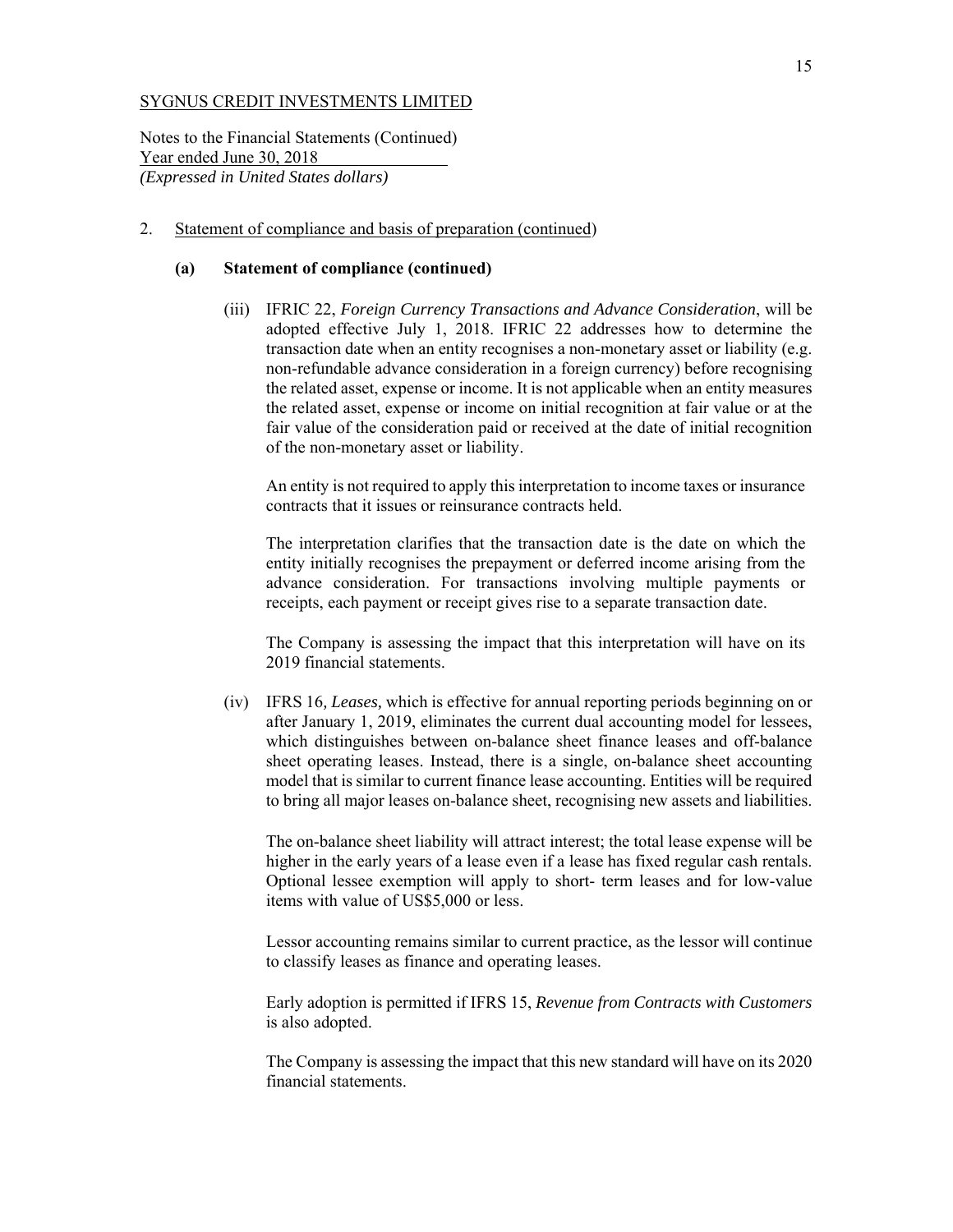SYGNUS CREDIT INVESTMENTS LIMITED

Notes to the Financial Statements (Continued)
Year ended June 30, 2018
*(Expressed in United States dollars)*

2. Statement of compliance and basis of preparation (continued)

**(a) Statement of compliance (continued)**

(iii) IFRIC 22, *Foreign Currency Transactions and Advance Consideration*, will be adopted effective July 1, 2018. IFRIC 22 addresses how to determine the transaction date when an entity recognises a non-monetary asset or liability (e.g. non-refundable advance consideration in a foreign currency) before recognising the related asset, expense or income. It is not applicable when an entity measures the related asset, expense or income on initial recognition at fair value or at the fair value of the consideration paid or received at the date of initial recognition of the non-monetary asset or liability.

An entity is not required to apply this interpretation to income taxes or insurance contracts that it issues or reinsurance contracts held.

The interpretation clarifies that the transaction date is the date on which the entity initially recognises the prepayment or deferred income arising from the advance consideration. For transactions involving multiple payments or receipts, each payment or receipt gives rise to a separate transaction date.

The Company is assessing the impact that this interpretation will have on its 2019 financial statements.

(iv) IFRS 16, *Leases,* which is effective for annual reporting periods beginning on or after January 1, 2019, eliminates the current dual accounting model for lessees, which distinguishes between on-balance sheet finance leases and off-balance sheet operating leases. Instead, there is a single, on-balance sheet accounting model that is similar to current finance lease accounting. Entities will be required to bring all major leases on-balance sheet, recognising new assets and liabilities.

The on-balance sheet liability will attract interest; the total lease expense will be higher in the early years of a lease even if a lease has fixed regular cash rentals. Optional lessee exemption will apply to short- term leases and for low-value items with value of US$5,000 or less.

Lessor accounting remains similar to current practice, as the lessor will continue to classify leases as finance and operating leases.

Early adoption is permitted if IFRS 15, *Revenue from Contracts with Customers* is also adopted.

The Company is assessing the impact that this new standard will have on its 2020 financial statements.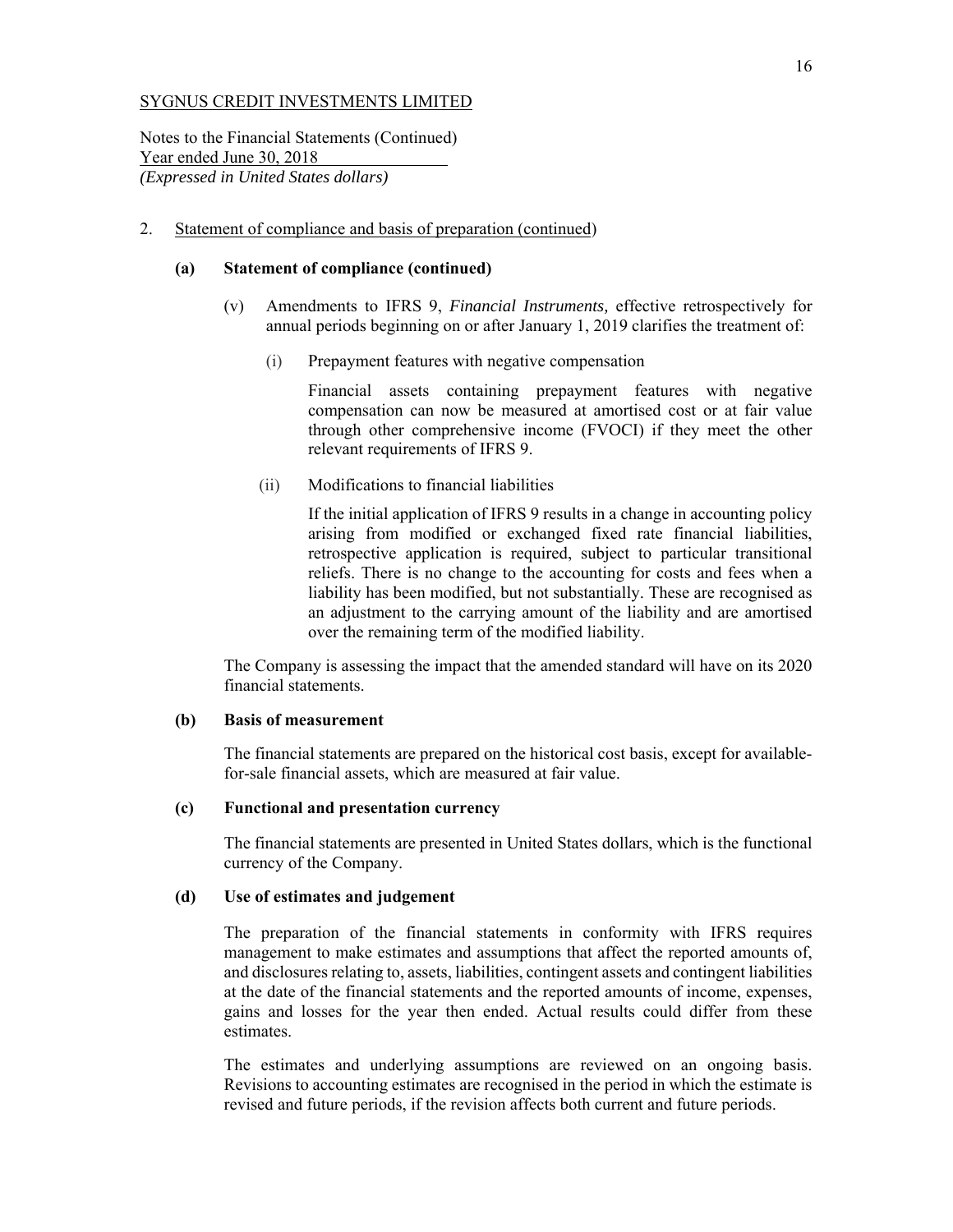SYGNUS CREDIT INVESTMENTS LIMITED

Notes to the Financial Statements (Continued)
Year ended June 30, 2018
*(Expressed in United States dollars)*

2. Statement of compliance and basis of preparation (continued)

**(a) Statement of compliance (continued)**

(v) Amendments to IFRS 9, *Financial Instruments,* effective retrospectively for annual periods beginning on or after January 1, 2019 clarifies the treatment of:

(i) Prepayment features with negative compensation

Financial assets containing prepayment features with negative compensation can now be measured at amortised cost or at fair value through other comprehensive income (FVOCI) if they meet the other relevant requirements of IFRS 9.

(ii) Modifications to financial liabilities

If the initial application of IFRS 9 results in a change in accounting policy arising from modified or exchanged fixed rate financial liabilities, retrospective application is required, subject to particular transitional reliefs. There is no change to the accounting for costs and fees when a liability has been modified, but not substantially. These are recognised as an adjustment to the carrying amount of the liability and are amortised over the remaining term of the modified liability.

The Company is assessing the impact that the amended standard will have on its 2020 financial statements.

**(b) Basis of measurement**

The financial statements are prepared on the historical cost basis, except for available-for-sale financial assets, which are measured at fair value.

**(c) Functional and presentation currency**

The financial statements are presented in United States dollars, which is the functional currency of the Company.

**(d) Use of estimates and judgement**

The preparation of the financial statements in conformity with IFRS requires management to make estimates and assumptions that affect the reported amounts of, and disclosures relating to, assets, liabilities, contingent assets and contingent liabilities at the date of the financial statements and the reported amounts of income, expenses, gains and losses for the year then ended. Actual results could differ from these estimates.

The estimates and underlying assumptions are reviewed on an ongoing basis. Revisions to accounting estimates are recognised in the period in which the estimate is revised and future periods, if the revision affects both current and future periods.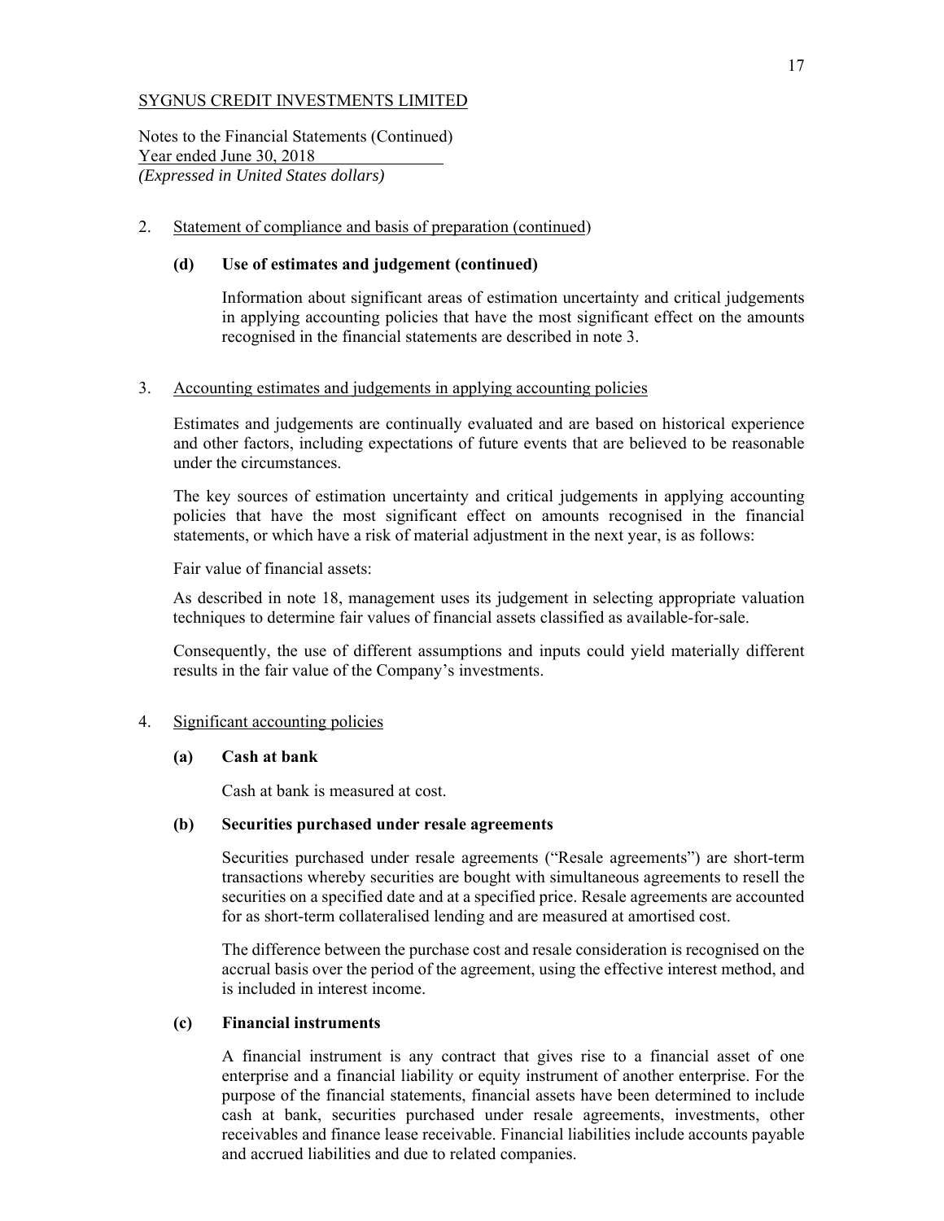SYGNUS CREDIT INVESTMENTS LIMITED

Notes to the Financial Statements (Continued)
Year ended June 30, 2018
*(Expressed in United States dollars)*

2. Statement of compliance and basis of preparation (continued)

   **(d) Use of estimates and judgement (continued)**

   Information about significant areas of estimation uncertainty and critical judgements in applying accounting policies that have the most significant effect on the amounts recognised in the financial statements are described in note 3.

3. Accounting estimates and judgements in applying accounting policies

   Estimates and judgements are continually evaluated and are based on historical experience and other factors, including expectations of future events that are believed to be reasonable under the circumstances.

   The key sources of estimation uncertainty and critical judgements in applying accounting policies that have the most significant effect on amounts recognised in the financial statements, or which have a risk of material adjustment in the next year, is as follows:

   Fair value of financial assets:

   As described in note 18, management uses its judgement in selecting appropriate valuation techniques to determine fair values of financial assets classified as available-for-sale.

   Consequently, the use of different assumptions and inputs could yield materially different results in the fair value of the Company's investments.

4. Significant accounting policies

   **(a) Cash at bank**

   Cash at bank is measured at cost.

   **(b) Securities purchased under resale agreements**

   Securities purchased under resale agreements ("Resale agreements") are short-term transactions whereby securities are bought with simultaneous agreements to resell the securities on a specified date and at a specified price. Resale agreements are accounted for as short-term collateralised lending and are measured at amortised cost.

   The difference between the purchase cost and resale consideration is recognised on the accrual basis over the period of the agreement, using the effective interest method, and is included in interest income.

   **(c) Financial instruments**

   A financial instrument is any contract that gives rise to a financial asset of one enterprise and a financial liability or equity instrument of another enterprise. For the purpose of the financial statements, financial assets have been determined to include cash at bank, securities purchased under resale agreements, investments, other receivables and finance lease receivable. Financial liabilities include accounts payable and accrued liabilities and due to related companies.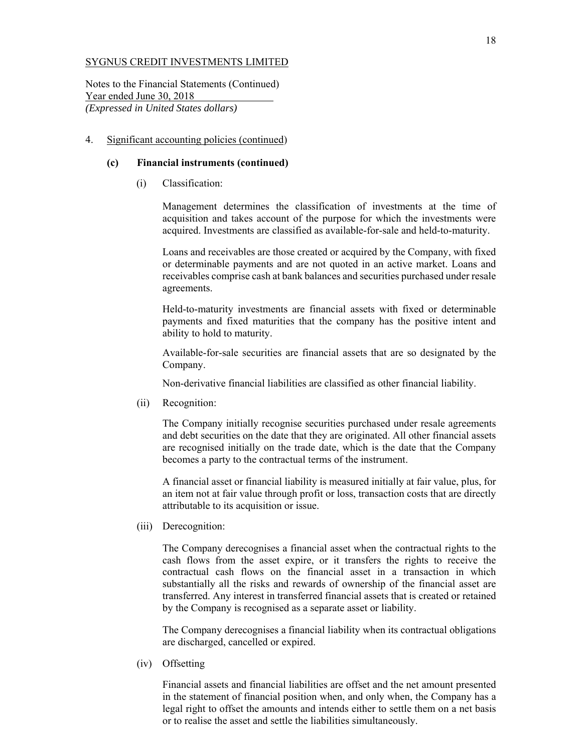SYGNUS CREDIT INVESTMENTS LIMITED

Notes to the Financial Statements (Continued)
Year ended June 30, 2018
*(Expressed in United States dollars)*

4. Significant accounting policies (continued)

**(c) Financial instruments (continued)**

(i) Classification:

Management determines the classification of investments at the time of acquisition and takes account of the purpose for which the investments were acquired. Investments are classified as available-for-sale and held-to-maturity.

Loans and receivables are those created or acquired by the Company, with fixed or determinable payments and are not quoted in an active market. Loans and receivables comprise cash at bank balances and securities purchased under resale agreements.

Held-to-maturity investments are financial assets with fixed or determinable payments and fixed maturities that the company has the positive intent and ability to hold to maturity.

Available-for-sale securities are financial assets that are so designated by the Company.

Non-derivative financial liabilities are classified as other financial liability.

(ii) Recognition:

The Company initially recognise securities purchased under resale agreements and debt securities on the date that they are originated. All other financial assets are recognised initially on the trade date, which is the date that the Company becomes a party to the contractual terms of the instrument.

A financial asset or financial liability is measured initially at fair value, plus, for an item not at fair value through profit or loss, transaction costs that are directly attributable to its acquisition or issue.

(iii) Derecognition:

The Company derecognises a financial asset when the contractual rights to the cash flows from the asset expire, or it transfers the rights to receive the contractual cash flows on the financial asset in a transaction in which substantially all the risks and rewards of ownership of the financial asset are transferred. Any interest in transferred financial assets that is created or retained by the Company is recognised as a separate asset or liability.

The Company derecognises a financial liability when its contractual obligations are discharged, cancelled or expired.

(iv) Offsetting

Financial assets and financial liabilities are offset and the net amount presented in the statement of financial position when, and only when, the Company has a legal right to offset the amounts and intends either to settle them on a net basis or to realise the asset and settle the liabilities simultaneously.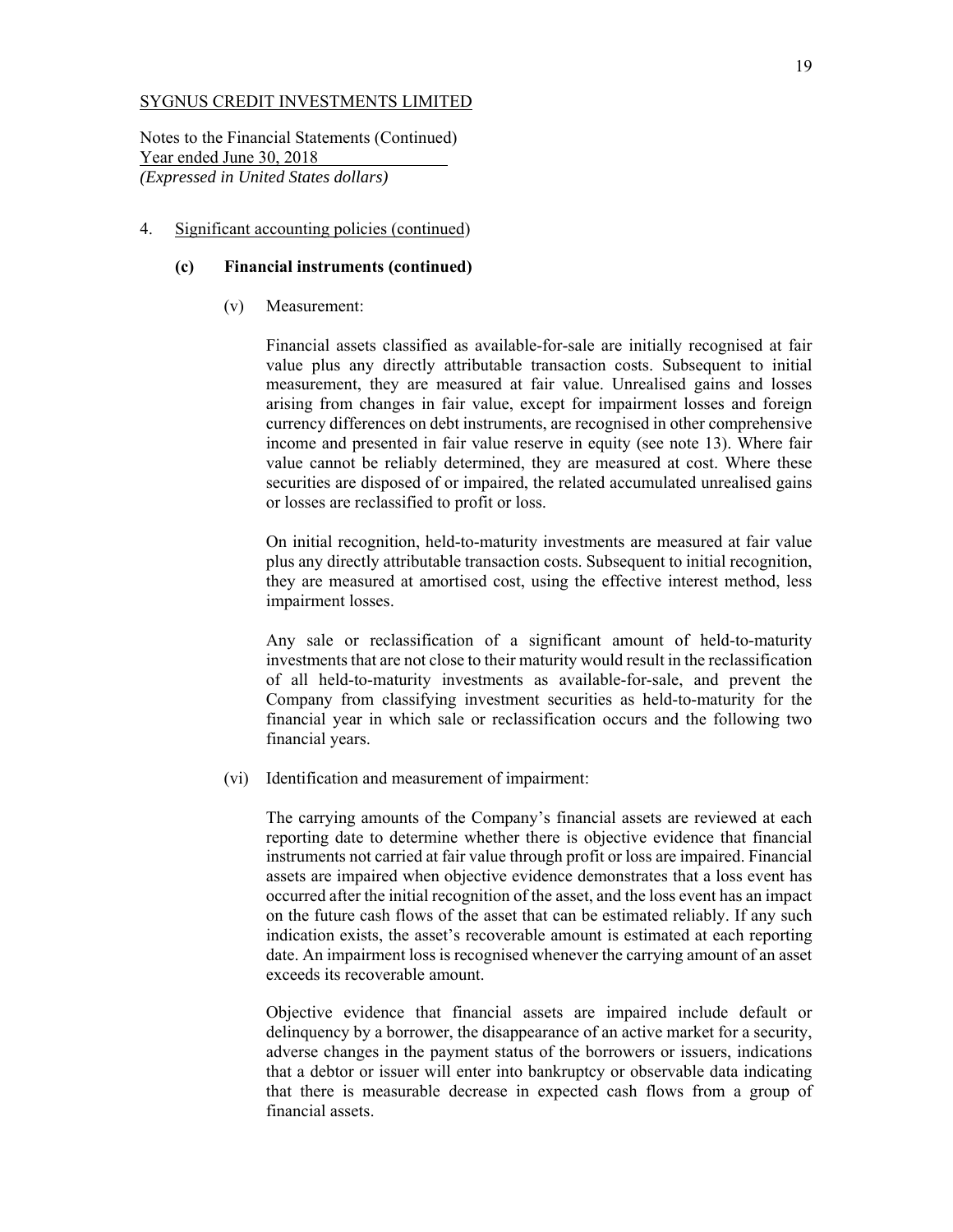SYGNUS CREDIT INVESTMENTS LIMITED

Notes to the Financial Statements (Continued)
Year ended June 30, 2018
*(Expressed in United States dollars)*

4. Significant accounting policies (continued)

**(c) Financial instruments (continued)**

(v) Measurement:

Financial assets classified as available-for-sale are initially recognised at fair value plus any directly attributable transaction costs. Subsequent to initial measurement, they are measured at fair value. Unrealised gains and losses arising from changes in fair value, except for impairment losses and foreign currency differences on debt instruments, are recognised in other comprehensive income and presented in fair value reserve in equity (see note 13). Where fair value cannot be reliably determined, they are measured at cost. Where these securities are disposed of or impaired, the related accumulated unrealised gains or losses are reclassified to profit or loss.

On initial recognition, held-to-maturity investments are measured at fair value plus any directly attributable transaction costs. Subsequent to initial recognition, they are measured at amortised cost, using the effective interest method, less impairment losses.

Any sale or reclassification of a significant amount of held-to-maturity investments that are not close to their maturity would result in the reclassification of all held-to-maturity investments as available-for-sale, and prevent the Company from classifying investment securities as held-to-maturity for the financial year in which sale or reclassification occurs and the following two financial years.

(vi) Identification and measurement of impairment:

The carrying amounts of the Company's financial assets are reviewed at each reporting date to determine whether there is objective evidence that financial instruments not carried at fair value through profit or loss are impaired. Financial assets are impaired when objective evidence demonstrates that a loss event has occurred after the initial recognition of the asset, and the loss event has an impact on the future cash flows of the asset that can be estimated reliably. If any such indication exists, the asset's recoverable amount is estimated at each reporting date. An impairment loss is recognised whenever the carrying amount of an asset exceeds its recoverable amount.

Objective evidence that financial assets are impaired include default or delinquency by a borrower, the disappearance of an active market for a security, adverse changes in the payment status of the borrowers or issuers, indications that a debtor or issuer will enter into bankruptcy or observable data indicating that there is measurable decrease in expected cash flows from a group of financial assets.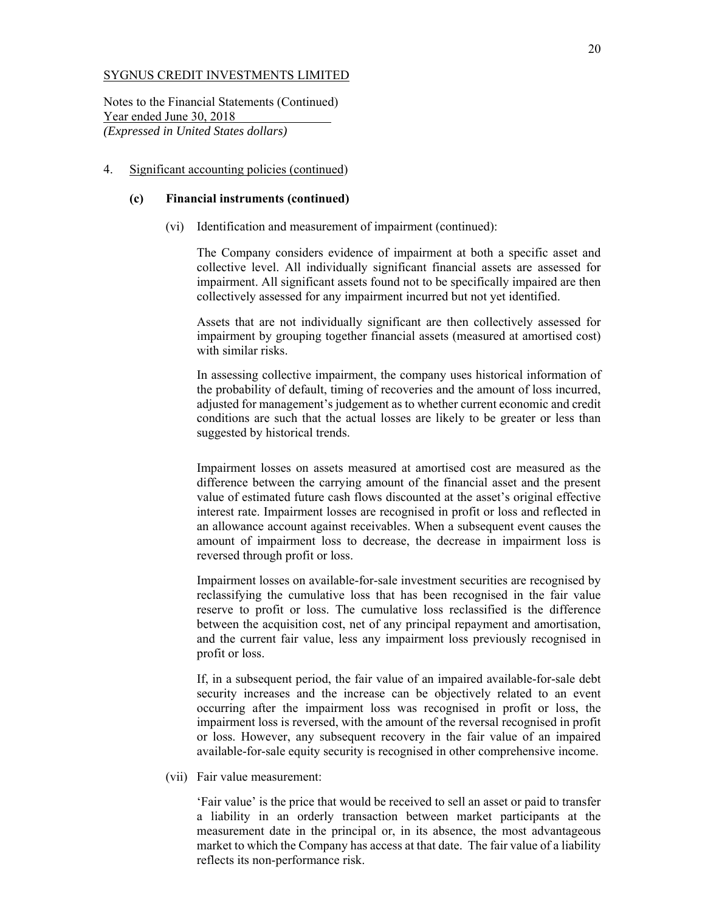SYGNUS CREDIT INVESTMENTS LIMITED

Notes to the Financial Statements (Continued)
Year ended June 30, 2018
*(Expressed in United States dollars)*

4. Significant accounting policies (continued)

**(c) Financial instruments (continued)**

(vi) Identification and measurement of impairment (continued):

The Company considers evidence of impairment at both a specific asset and collective level. All individually significant financial assets are assessed for impairment. All significant assets found not to be specifically impaired are then collectively assessed for any impairment incurred but not yet identified.

Assets that are not individually significant are then collectively assessed for impairment by grouping together financial assets (measured at amortised cost) with similar risks.

In assessing collective impairment, the company uses historical information of the probability of default, timing of recoveries and the amount of loss incurred, adjusted for management's judgement as to whether current economic and credit conditions are such that the actual losses are likely to be greater or less than suggested by historical trends.

Impairment losses on assets measured at amortised cost are measured as the difference between the carrying amount of the financial asset and the present value of estimated future cash flows discounted at the asset's original effective interest rate. Impairment losses are recognised in profit or loss and reflected in an allowance account against receivables. When a subsequent event causes the amount of impairment loss to decrease, the decrease in impairment loss is reversed through profit or loss.

Impairment losses on available-for-sale investment securities are recognised by reclassifying the cumulative loss that has been recognised in the fair value reserve to profit or loss. The cumulative loss reclassified is the difference between the acquisition cost, net of any principal repayment and amortisation, and the current fair value, less any impairment loss previously recognised in profit or loss.

If, in a subsequent period, the fair value of an impaired available-for-sale debt security increases and the increase can be objectively related to an event occurring after the impairment loss was recognised in profit or loss, the impairment loss is reversed, with the amount of the reversal recognised in profit or loss. However, any subsequent recovery in the fair value of an impaired available-for-sale equity security is recognised in other comprehensive income.

(vii) Fair value measurement:

'Fair value' is the price that would be received to sell an asset or paid to transfer a liability in an orderly transaction between market participants at the measurement date in the principal or, in its absence, the most advantageous market to which the Company has access at that date. The fair value of a liability reflects its non-performance risk.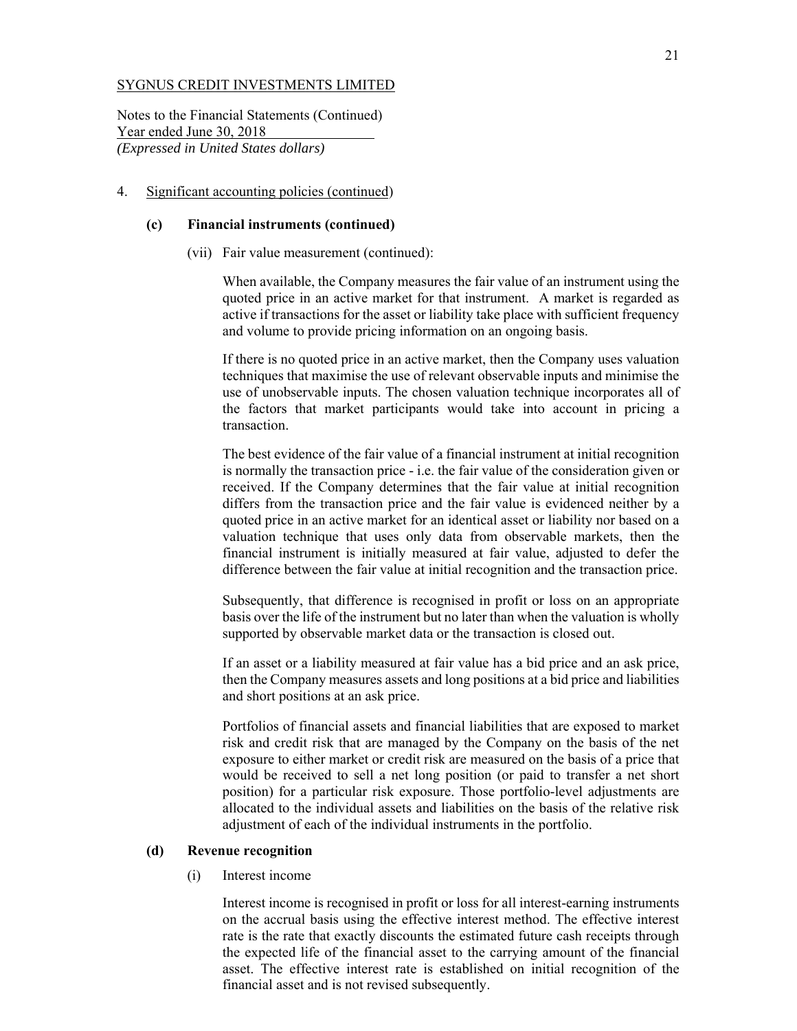SYGNUS CREDIT INVESTMENTS LIMITED

Notes to the Financial Statements (Continued)
Year ended June 30, 2018
*(Expressed in United States dollars)*

4. Significant accounting policies (continued)

**(c) Financial instruments (continued)**

(vii) Fair value measurement (continued):

When available, the Company measures the fair value of an instrument using the quoted price in an active market for that instrument. A market is regarded as active if transactions for the asset or liability take place with sufficient frequency and volume to provide pricing information on an ongoing basis.

If there is no quoted price in an active market, then the Company uses valuation techniques that maximise the use of relevant observable inputs and minimise the use of unobservable inputs. The chosen valuation technique incorporates all of the factors that market participants would take into account in pricing a transaction.

The best evidence of the fair value of a financial instrument at initial recognition is normally the transaction price - i.e. the fair value of the consideration given or received. If the Company determines that the fair value at initial recognition differs from the transaction price and the fair value is evidenced neither by a quoted price in an active market for an identical asset or liability nor based on a valuation technique that uses only data from observable markets, then the financial instrument is initially measured at fair value, adjusted to defer the difference between the fair value at initial recognition and the transaction price.

Subsequently, that difference is recognised in profit or loss on an appropriate basis over the life of the instrument but no later than when the valuation is wholly supported by observable market data or the transaction is closed out.

If an asset or a liability measured at fair value has a bid price and an ask price, then the Company measures assets and long positions at a bid price and liabilities and short positions at an ask price.

Portfolios of financial assets and financial liabilities that are exposed to market risk and credit risk that are managed by the Company on the basis of the net exposure to either market or credit risk are measured on the basis of a price that would be received to sell a net long position (or paid to transfer a net short position) for a particular risk exposure. Those portfolio-level adjustments are allocated to the individual assets and liabilities on the basis of the relative risk adjustment of each of the individual instruments in the portfolio.

**(d) Revenue recognition**

(i) Interest income

Interest income is recognised in profit or loss for all interest-earning instruments on the accrual basis using the effective interest method. The effective interest rate is the rate that exactly discounts the estimated future cash receipts through the expected life of the financial asset to the carrying amount of the financial asset. The effective interest rate is established on initial recognition of the financial asset and is not revised subsequently.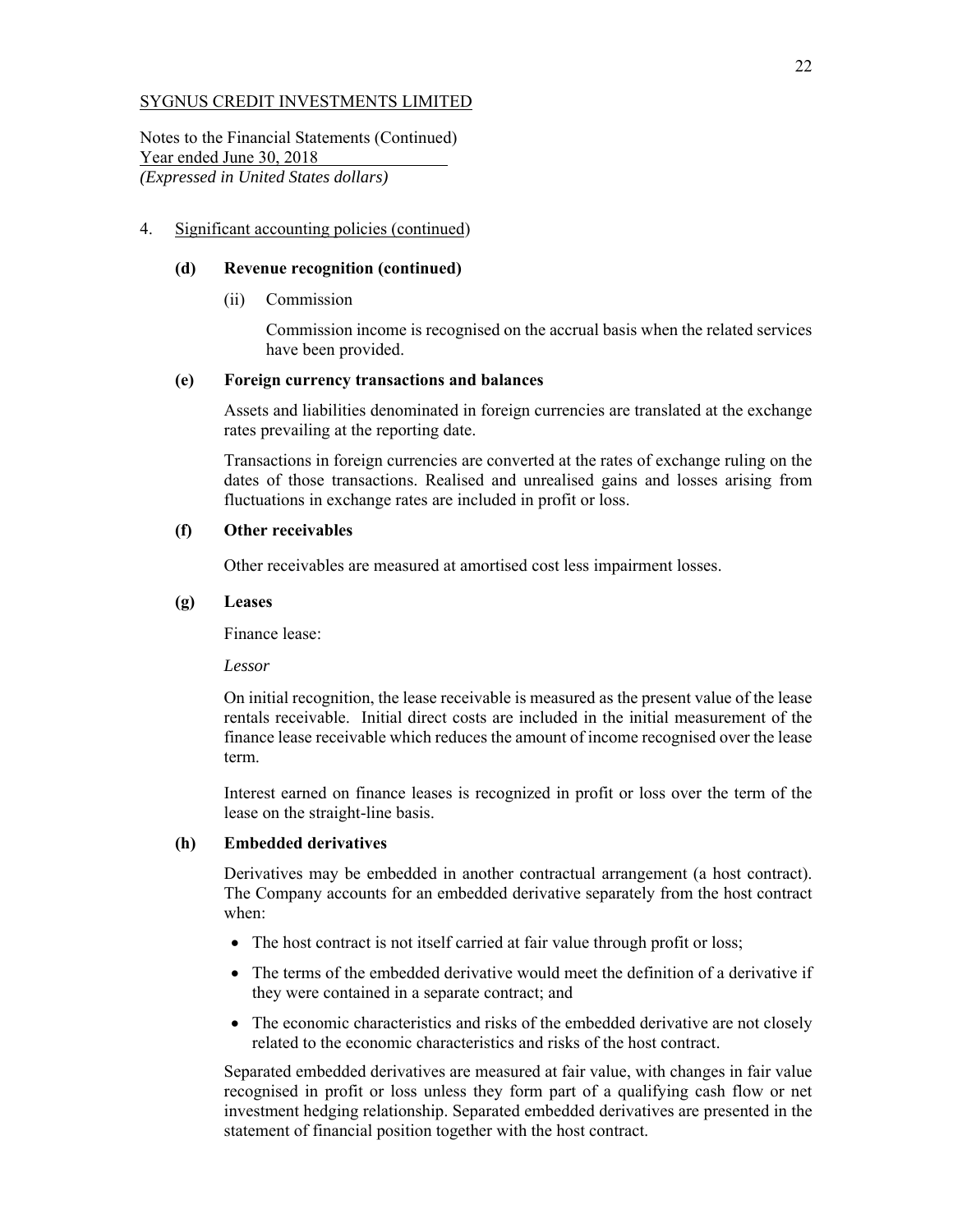SYGNUS CREDIT INVESTMENTS LIMITED

Notes to the Financial Statements (Continued)
Year ended June 30, 2018
*(Expressed in United States dollars)*

4. Significant accounting policies (continued)

**(d) Revenue recognition (continued)**

(ii) Commission

Commission income is recognised on the accrual basis when the related services have been provided.

**(e) Foreign currency transactions and balances**

Assets and liabilities denominated in foreign currencies are translated at the exchange rates prevailing at the reporting date.

Transactions in foreign currencies are converted at the rates of exchange ruling on the dates of those transactions. Realised and unrealised gains and losses arising from fluctuations in exchange rates are included in profit or loss.

**(f) Other receivables**

Other receivables are measured at amortised cost less impairment losses.

**(g) Leases**

Finance lease:

*Lessor*

On initial recognition, the lease receivable is measured as the present value of the lease rentals receivable. Initial direct costs are included in the initial measurement of the finance lease receivable which reduces the amount of income recognised over the lease term.

Interest earned on finance leases is recognized in profit or loss over the term of the lease on the straight-line basis.

**(h) Embedded derivatives**

Derivatives may be embedded in another contractual arrangement (a host contract). The Company accounts for an embedded derivative separately from the host contract when:

- The host contract is not itself carried at fair value through profit or loss;
- The terms of the embedded derivative would meet the definition of a derivative if they were contained in a separate contract; and
- The economic characteristics and risks of the embedded derivative are not closely related to the economic characteristics and risks of the host contract.

Separated embedded derivatives are measured at fair value, with changes in fair value recognised in profit or loss unless they form part of a qualifying cash flow or net investment hedging relationship. Separated embedded derivatives are presented in the statement of financial position together with the host contract.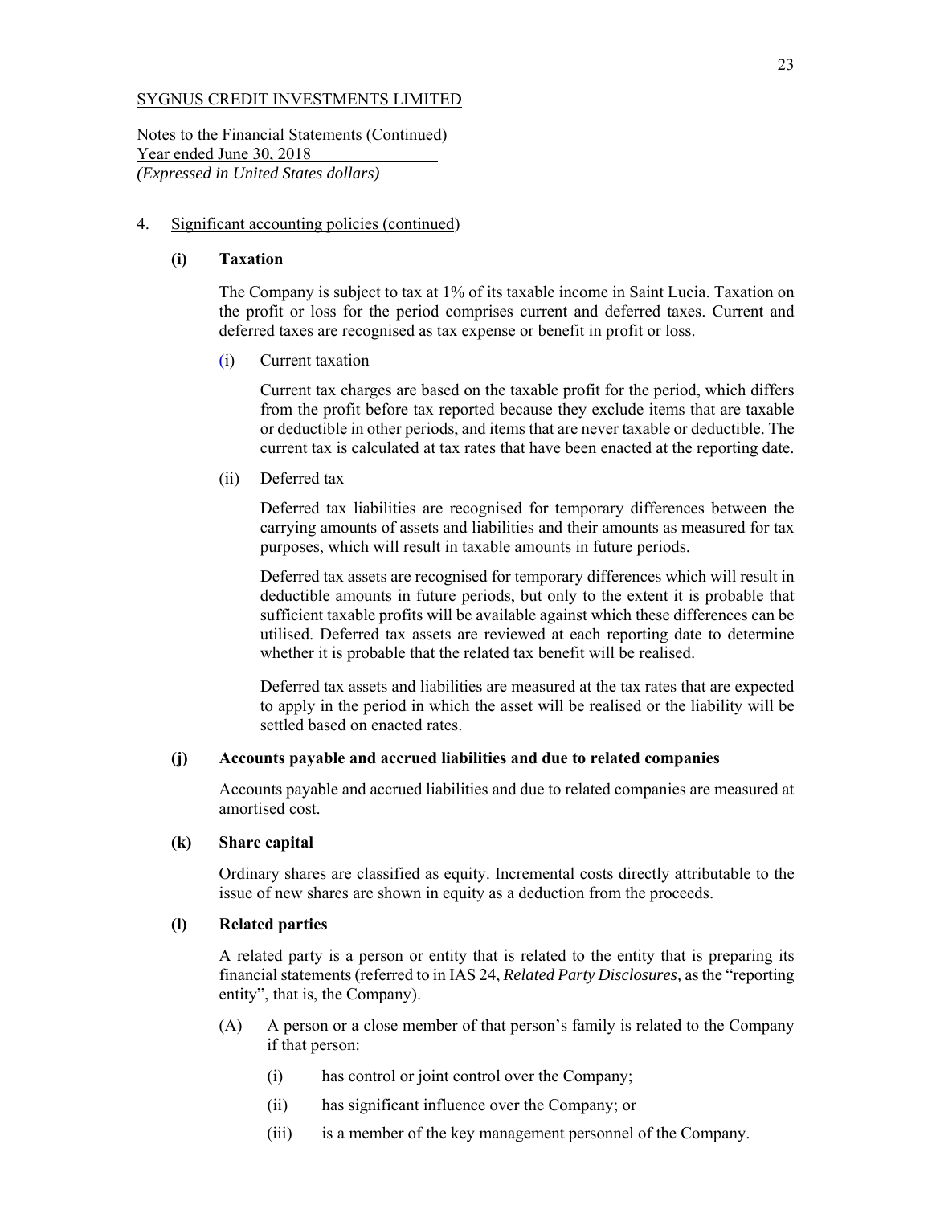SYGNUS CREDIT INVESTMENTS LIMITED

Notes to the Financial Statements (Continued)
Year ended June 30, 2018
*(Expressed in United States dollars)*

4. Significant accounting policies (continued)

**(i) Taxation**

The Company is subject to tax at 1% of its taxable income in Saint Lucia. Taxation on the profit or loss for the period comprises current and deferred taxes. Current and deferred taxes are recognised as tax expense or benefit in profit or loss.

(i) Current taxation

Current tax charges are based on the taxable profit for the period, which differs from the profit before tax reported because they exclude items that are taxable or deductible in other periods, and items that are never taxable or deductible. The current tax is calculated at tax rates that have been enacted at the reporting date.

(ii) Deferred tax

Deferred tax liabilities are recognised for temporary differences between the carrying amounts of assets and liabilities and their amounts as measured for tax purposes, which will result in taxable amounts in future periods.

Deferred tax assets are recognised for temporary differences which will result in deductible amounts in future periods, but only to the extent it is probable that sufficient taxable profits will be available against which these differences can be utilised. Deferred tax assets are reviewed at each reporting date to determine whether it is probable that the related tax benefit will be realised.

Deferred tax assets and liabilities are measured at the tax rates that are expected to apply in the period in which the asset will be realised or the liability will be settled based on enacted rates.

**(j) Accounts payable and accrued liabilities and due to related companies**

Accounts payable and accrued liabilities and due to related companies are measured at amortised cost.

**(k) Share capital**

Ordinary shares are classified as equity. Incremental costs directly attributable to the issue of new shares are shown in equity as a deduction from the proceeds.

**(l) Related parties**

A related party is a person or entity that is related to the entity that is preparing its financial statements (referred to in IAS 24, *Related Party Disclosures,* as the "reporting entity", that is, the Company).

(A) A person or a close member of that person's family is related to the Company if that person:

(i) has control or joint control over the Company;

(ii) has significant influence over the Company; or

(iii) is a member of the key management personnel of the Company.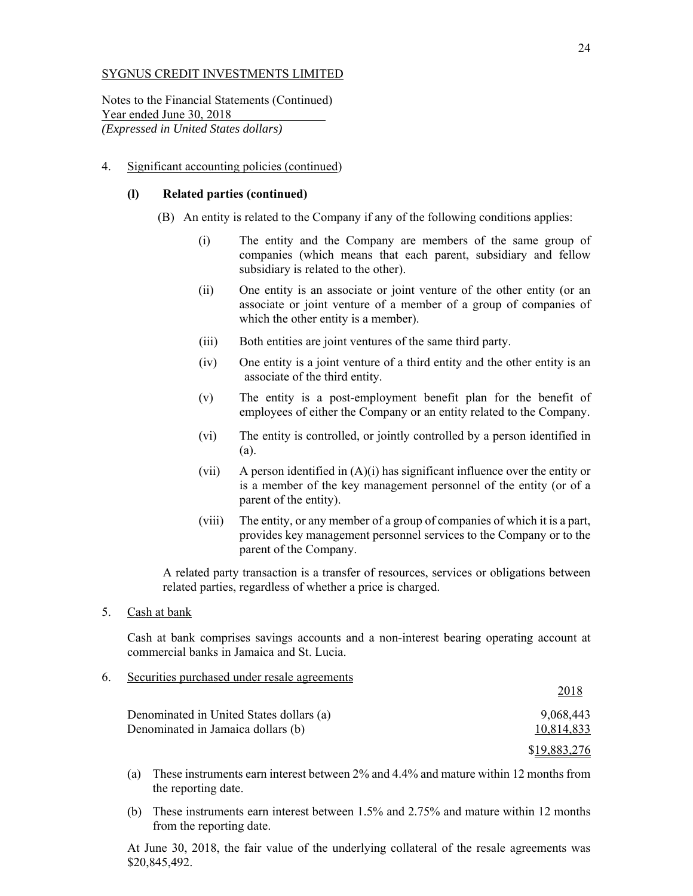SYGNUS CREDIT INVESTMENTS LIMITED

Notes to the Financial Statements (Continued)
Year ended June 30, 2018
*(Expressed in United States dollars)*

4. Significant accounting policies (continued)

**(l) Related parties (continued)**

(B) An entity is related to the Company if any of the following conditions applies:

(i) The entity and the Company are members of the same group of companies (which means that each parent, subsidiary and fellow subsidiary is related to the other).

(ii) One entity is an associate or joint venture of the other entity (or an associate or joint venture of a member of a group of companies of which the other entity is a member).

(iii) Both entities are joint ventures of the same third party.

(iv) One entity is a joint venture of a third entity and the other entity is an associate of the third entity.

(v) The entity is a post-employment benefit plan for the benefit of employees of either the Company or an entity related to the Company.

(vi) The entity is controlled, or jointly controlled by a person identified in (a).

(vii) A person identified in (A)(i) has significant influence over the entity or is a member of the key management personnel of the entity (or of a parent of the entity).

(viii) The entity, or any member of a group of companies of which it is a part, provides key management personnel services to the Company or to the parent of the Company.

A related party transaction is a transfer of resources, services or obligations between related parties, regardless of whether a price is charged.

5. Cash at bank

Cash at bank comprises savings accounts and a non-interest bearing operating account at commercial banks in Jamaica and St. Lucia.

6. Securities purchased under resale agreements

| | 2018 |
|---|---|
| Denominated in United States dollars (a) | 9,068,443 |
| Denominated in Jamaica dollars (b) | 10,814,833 |
| | $19,883,276 |

(a) These instruments earn interest between 2% and 4.4% and mature within 12 months from the reporting date.

(b) These instruments earn interest between 1.5% and 2.75% and mature within 12 months from the reporting date.

At June 30, 2018, the fair value of the underlying collateral of the resale agreements was $20,845,492.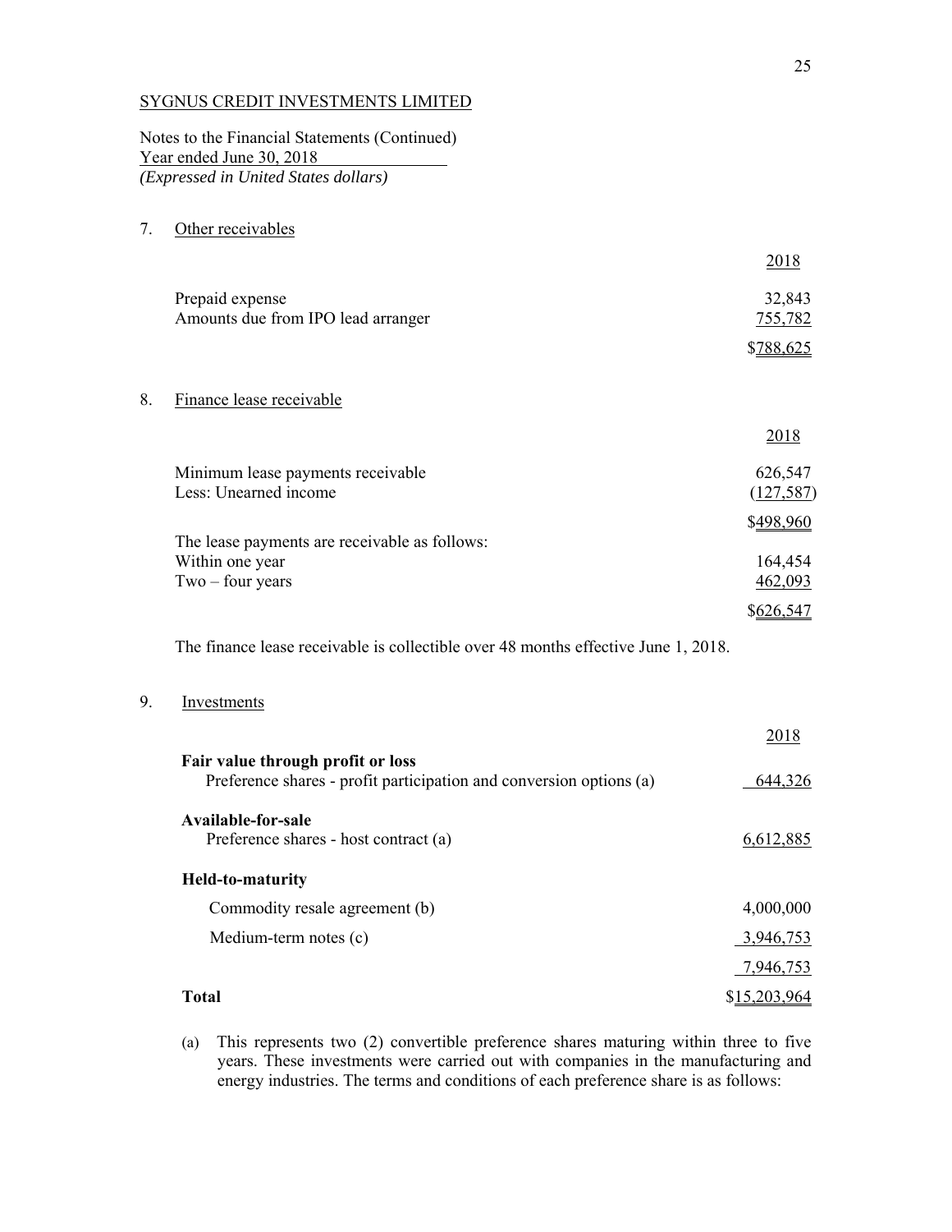SYGNUS CREDIT INVESTMENTS LIMITED

Notes to the Financial Statements (Continued)
Year ended June 30, 2018
*(Expressed in United States dollars)*

## 7. Other receivables

| | 2018 |
|---|---:|
| Prepaid expense | 32,843 |
| Amounts due from IPO lead arranger | 755,782 |
| | $788,625 |

## 8. Finance lease receivable

| | 2018 |
|---|---:|
| Minimum lease payments receivable | 626,547 |
| Less: Unearned income | (127,587) |
| | $498,960 |
| The lease payments are receivable as follows: | |
| Within one year | 164,454 |
| Two – four years | 462,093 |
| | $626,547 |

The finance lease receivable is collectible over 48 months effective June 1, 2018.

## 9. Investments

| | 2018 |
|---|---:|
| **Fair value through profit or loss** | |
| Preference shares - profit participation and conversion options (a) | 644,326 |
| **Available-for-sale** | |
| Preference shares - host contract (a) | 6,612,885 |
| **Held-to-maturity** | |
| Commodity resale agreement (b) | 4,000,000 |
| Medium-term notes (c) | 3,946,753 |
| | 7,946,753 |
| **Total** | $15,203,964 |

(a) This represents two (2) convertible preference shares maturing within three to five years. These investments were carried out with companies in the manufacturing and energy industries. The terms and conditions of each preference share is as follows: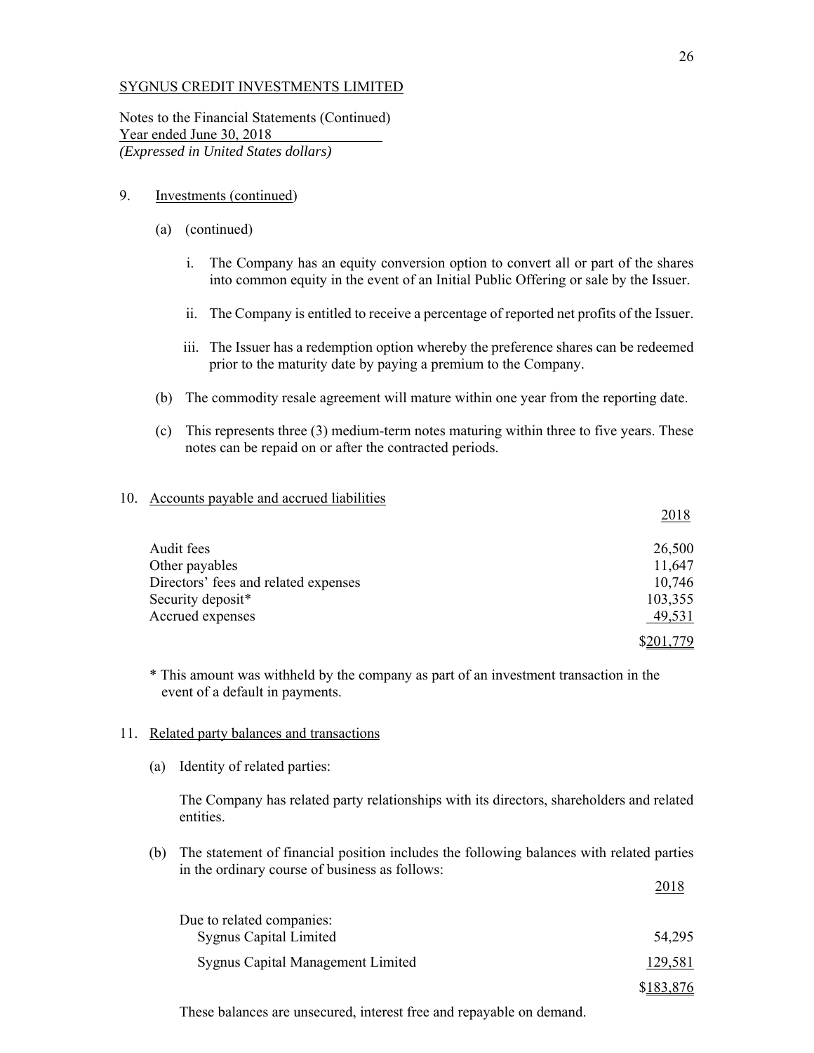SYGNUS CREDIT INVESTMENTS LIMITED

Notes to the Financial Statements (Continued)
Year ended June 30, 2018
*(Expressed in United States dollars)*

9. Investments (continued)

   (a) (continued)

      i. The Company has an equity conversion option to convert all or part of the shares into common equity in the event of an Initial Public Offering or sale by the Issuer.

      ii. The Company is entitled to receive a percentage of reported net profits of the Issuer.

      iii. The Issuer has a redemption option whereby the preference shares can be redeemed prior to the maturity date by paying a premium to the Company.

   (b) The commodity resale agreement will mature within one year from the reporting date.

   (c) This represents three (3) medium-term notes maturing within three to five years. These notes can be repaid on or after the contracted periods.

10. Accounts payable and accrued liabilities

| | 2018 |
|---|---|
| Audit fees | 26,500 |
| Other payables | 11,647 |
| Directors' fees and related expenses | 10,746 |
| Security deposit* | 103,355 |
| Accrued expenses | 49,531 |
| | $201,779 |

\* This amount was withheld by the company as part of an investment transaction in the event of a default in payments.

11. Related party balances and transactions

   (a) Identity of related parties:

   The Company has related party relationships with its directors, shareholders and related entities.

   (b) The statement of financial position includes the following balances with related parties in the ordinary course of business as follows:

| | 2018 |
|---|---|
| Due to related companies: | |
| Sygnus Capital Limited | 54,295 |
| Sygnus Capital Management Limited | 129,581 |
| | $183,876 |

   These balances are unsecured, interest free and repayable on demand.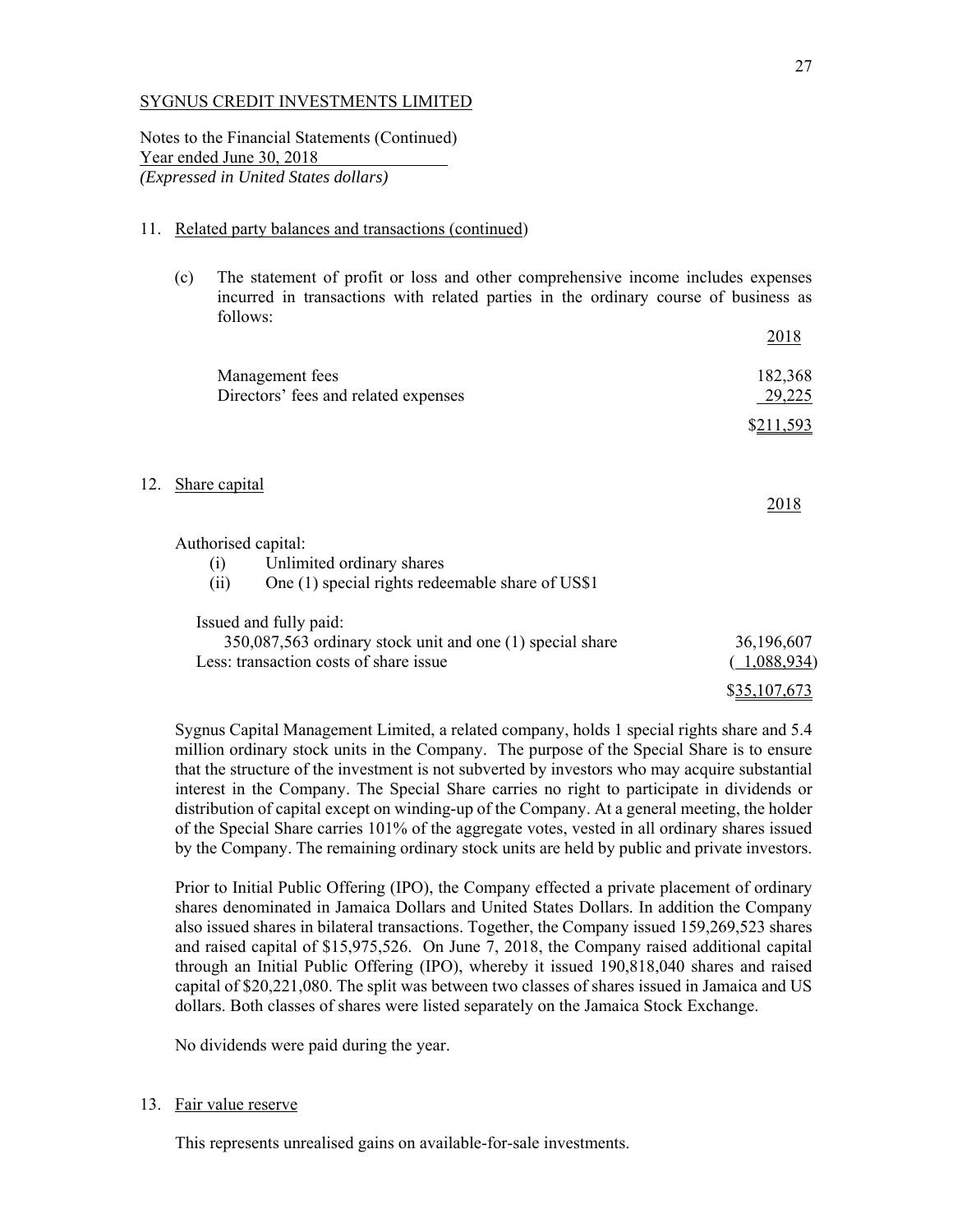SYGNUS CREDIT INVESTMENTS LIMITED

Notes to the Financial Statements (Continued)
Year ended June 30, 2018
*(Expressed in United States dollars)*

11. Related party balances and transactions (continued)

(c) The statement of profit or loss and other comprehensive income includes expenses incurred in transactions with related parties in the ordinary course of business as follows:

| | 2018 |
|---|---|
| Management fees | 182,368 |
| Directors' fees and related expenses | 29,225 |
| | $211,593 |

12. Share capital

| | 2018 |
|---|---|
| Authorised capital: | |
| (i) Unlimited ordinary shares | |
| (ii) One (1) special rights redeemable share of US$1 | |
| Issued and fully paid: | |
| 350,087,563 ordinary stock unit and one (1) special share | 36,196,607 |
| Less: transaction costs of share issue | ( 1,088,934) |
| | $35,107,673 |

Sygnus Capital Management Limited, a related company, holds 1 special rights share and 5.4 million ordinary stock units in the Company. The purpose of the Special Share is to ensure that the structure of the investment is not subverted by investors who may acquire substantial interest in the Company. The Special Share carries no right to participate in dividends or distribution of capital except on winding-up of the Company. At a general meeting, the holder of the Special Share carries 101% of the aggregate votes, vested in all ordinary shares issued by the Company. The remaining ordinary stock units are held by public and private investors.

Prior to Initial Public Offering (IPO), the Company effected a private placement of ordinary shares denominated in Jamaica Dollars and United States Dollars. In addition the Company also issued shares in bilateral transactions. Together, the Company issued 159,269,523 shares and raised capital of $15,975,526. On June 7, 2018, the Company raised additional capital through an Initial Public Offering (IPO), whereby it issued 190,818,040 shares and raised capital of $20,221,080. The split was between two classes of shares issued in Jamaica and US dollars. Both classes of shares were listed separately on the Jamaica Stock Exchange.

No dividends were paid during the year.

13. Fair value reserve

This represents unrealised gains on available-for-sale investments.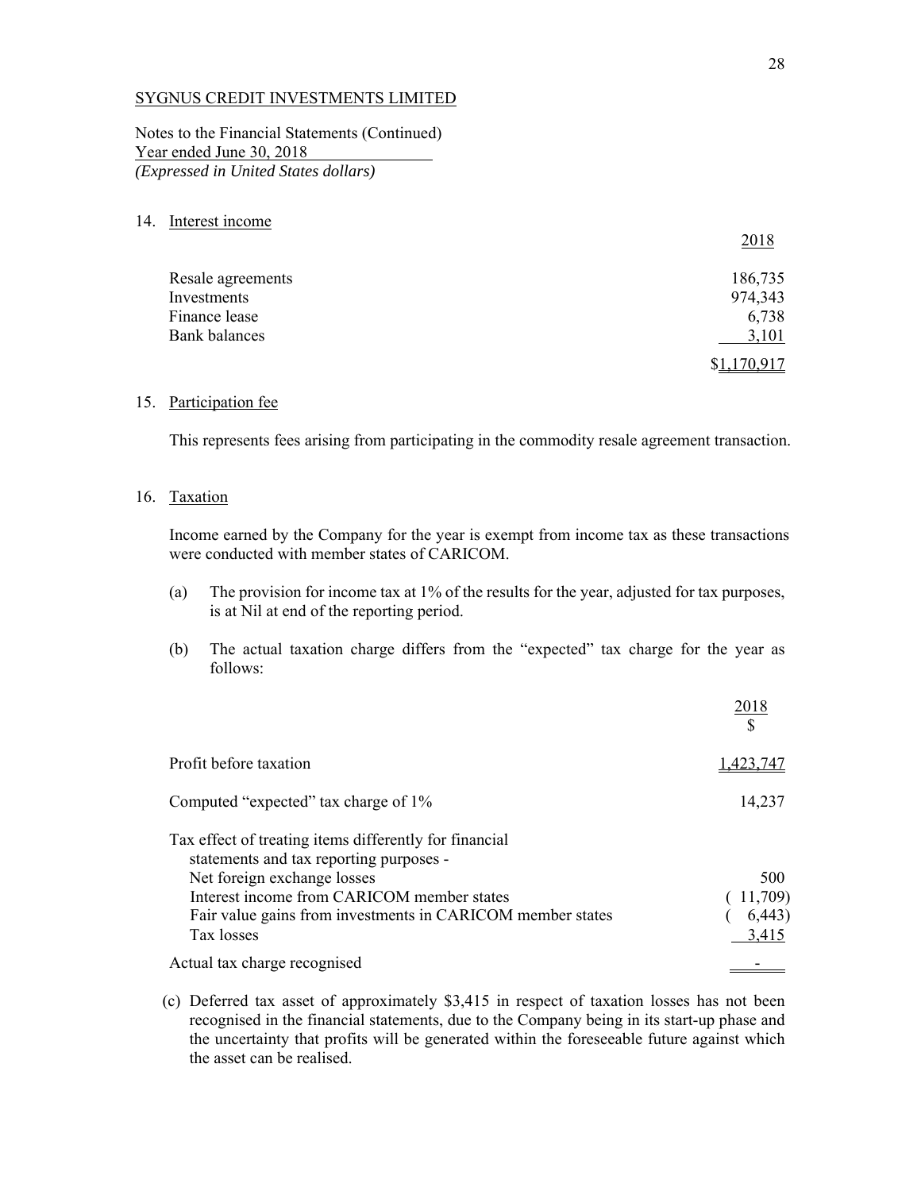SYGNUS CREDIT INVESTMENTS LIMITED

Notes to the Financial Statements (Continued)
Year ended June 30, 2018
*(Expressed in United States dollars)*

## 14. Interest income

| | 2018 |
|---|---|
| Resale agreements | 186,735 |
| Investments | 974,343 |
| Finance lease | 6,738 |
| Bank balances | 3,101 |
| | $1,170,917 |

## 15. Participation fee

This represents fees arising from participating in the commodity resale agreement transaction.

## 16. Taxation

Income earned by the Company for the year is exempt from income tax as these transactions were conducted with member states of CARICOM.

(a) The provision for income tax at 1% of the results for the year, adjusted for tax purposes, is at Nil at end of the reporting period.

(b) The actual taxation charge differs from the "expected" tax charge for the year as follows:

| | 2018<br>$ |
|---|---|
| Profit before taxation | 1,423,747 |
| Computed "expected" tax charge of 1% | 14,237 |
| Tax effect of treating items differently for financial statements and tax reporting purposes - | |
| Net foreign exchange losses | 500 |
| Interest income from CARICOM member states | ( 11,709) |
| Fair value gains from investments in CARICOM member states | ( 6,443) |
| Tax losses | 3,415 |
| Actual tax charge recognised | - |

(c) Deferred tax asset of approximately $3,415 in respect of taxation losses has not been recognised in the financial statements, due to the Company being in its start-up phase and the uncertainty that profits will be generated within the foreseeable future against which the asset can be realised.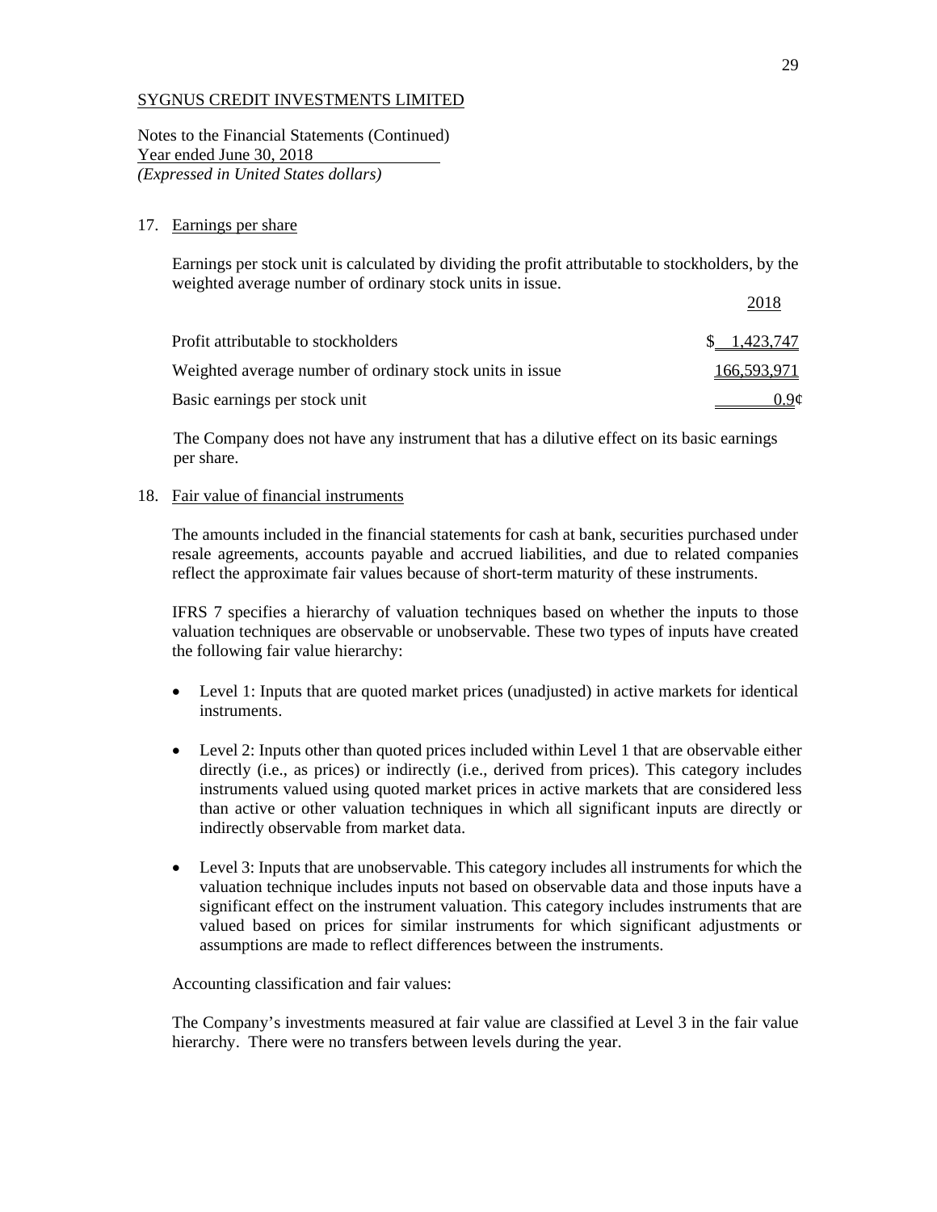SYGNUS CREDIT INVESTMENTS LIMITED

Notes to the Financial Statements (Continued)
Year ended June 30, 2018
*(Expressed in United States dollars)*

## 17. Earnings per share

Earnings per stock unit is calculated by dividing the profit attributable to stockholders, by the weighted average number of ordinary stock units in issue.

| | 2018 |
|---|---|
| Profit attributable to stockholders | $ 1,423,747 |
| Weighted average number of ordinary stock units in issue | 166,593,971 |
| Basic earnings per stock unit | 0.9¢ |

The Company does not have any instrument that has a dilutive effect on its basic earnings per share.

## 18. Fair value of financial instruments

The amounts included in the financial statements for cash at bank, securities purchased under resale agreements, accounts payable and accrued liabilities, and due to related companies reflect the approximate fair values because of short-term maturity of these instruments.

IFRS 7 specifies a hierarchy of valuation techniques based on whether the inputs to those valuation techniques are observable or unobservable. These two types of inputs have created the following fair value hierarchy:

- Level 1: Inputs that are quoted market prices (unadjusted) in active markets for identical instruments.
- Level 2: Inputs other than quoted prices included within Level 1 that are observable either directly (i.e., as prices) or indirectly (i.e., derived from prices). This category includes instruments valued using quoted market prices in active markets that are considered less than active or other valuation techniques in which all significant inputs are directly or indirectly observable from market data.
- Level 3: Inputs that are unobservable. This category includes all instruments for which the valuation technique includes inputs not based on observable data and those inputs have a significant effect on the instrument valuation. This category includes instruments that are valued based on prices for similar instruments for which significant adjustments or assumptions are made to reflect differences between the instruments.

Accounting classification and fair values:

The Company's investments measured at fair value are classified at Level 3 in the fair value hierarchy. There were no transfers between levels during the year.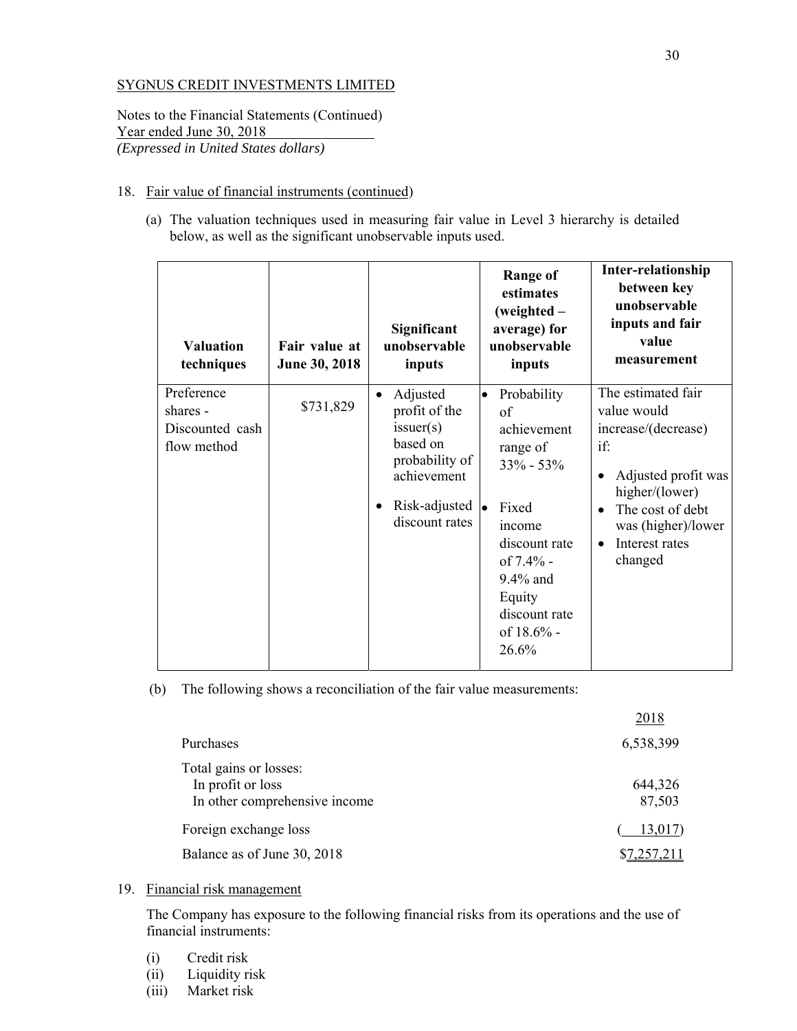SYGNUS CREDIT INVESTMENTS LIMITED

Notes to the Financial Statements (Continued)
Year ended June 30, 2018
*(Expressed in United States dollars)*

18. Fair value of financial instruments (continued)

(a) The valuation techniques used in measuring fair value in Level 3 hierarchy is detailed below, as well as the significant unobservable inputs used.

| Valuation techniques | Fair value at June 30, 2018 | Significant unobservable inputs | Range of estimates (weighted – average) for unobservable inputs | Inter-relationship between key unobservable inputs and fair value measurement |
|---|---|---|---|---|
| Preference shares - Discounted cash flow method | $731,829 | • Adjusted profit of the issuer(s) based on probability of achievement<br>• Risk-adjusted discount rates | • Probability of achievement range of 33% - 53%<br>• Fixed income discount rate of 7.4% - 9.4% and Equity discount rate of 18.6% - 26.6% | The estimated fair value would increase/(decrease) if:<br>• Adjusted profit was higher/(lower)<br>• The cost of debt was (higher)/lower<br>• Interest rates changed |

(b) The following shows a reconciliation of the fair value measurements:

| | 2018 |
|---|---|
| Purchases | 6,538,399 |
| Total gains or losses: | |
| In profit or loss | 644,326 |
| In other comprehensive income | 87,503 |
| Foreign exchange loss | ( 13,017) |
| Balance as of June 30, 2018 | $7,257,211 |

19. Financial risk management

The Company has exposure to the following financial risks from its operations and the use of financial instruments:

(i) Credit risk
(ii) Liquidity risk
(iii) Market risk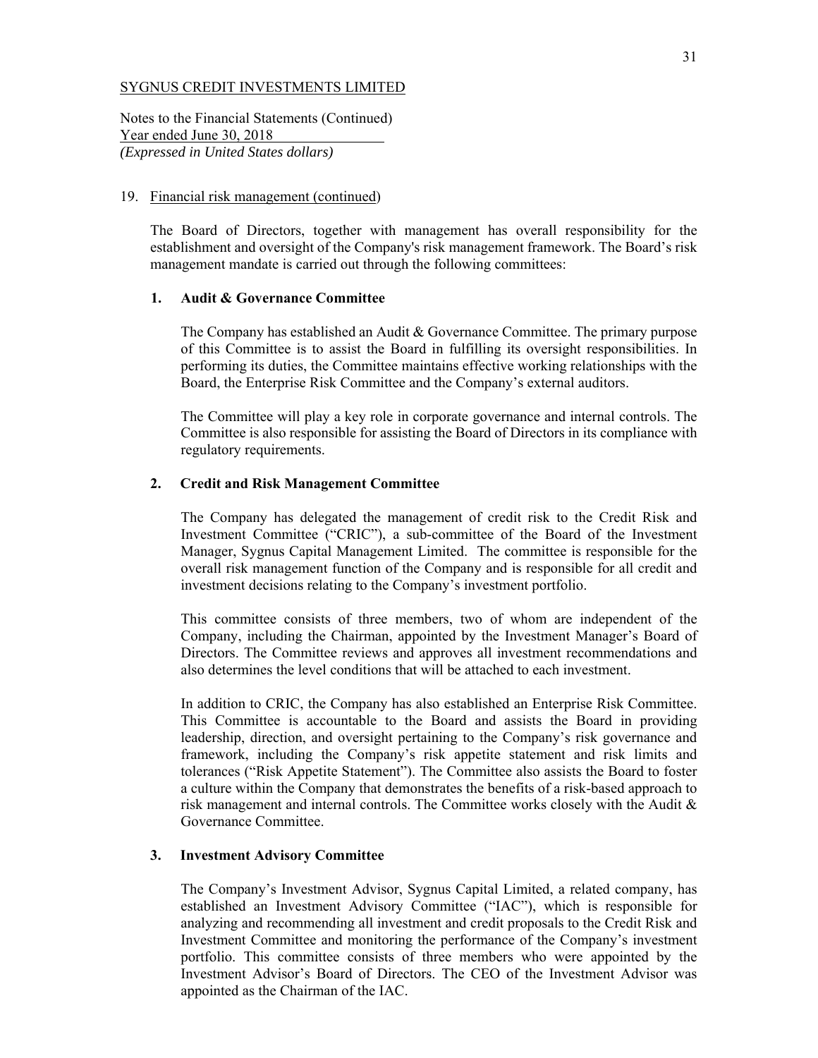SYGNUS CREDIT INVESTMENTS LIMITED

Notes to the Financial Statements (Continued)
Year ended June 30, 2018
*(Expressed in United States dollars)*

19. Financial risk management (continued)

The Board of Directors, together with management has overall responsibility for the establishment and oversight of the Company's risk management framework. The Board's risk management mandate is carried out through the following committees:

**1. Audit & Governance Committee**

The Company has established an Audit & Governance Committee. The primary purpose of this Committee is to assist the Board in fulfilling its oversight responsibilities. In performing its duties, the Committee maintains effective working relationships with the Board, the Enterprise Risk Committee and the Company's external auditors.

The Committee will play a key role in corporate governance and internal controls. The Committee is also responsible for assisting the Board of Directors in its compliance with regulatory requirements.

**2. Credit and Risk Management Committee**

The Company has delegated the management of credit risk to the Credit Risk and Investment Committee ("CRIC"), a sub-committee of the Board of the Investment Manager, Sygnus Capital Management Limited. The committee is responsible for the overall risk management function of the Company and is responsible for all credit and investment decisions relating to the Company's investment portfolio.

This committee consists of three members, two of whom are independent of the Company, including the Chairman, appointed by the Investment Manager's Board of Directors. The Committee reviews and approves all investment recommendations and also determines the level conditions that will be attached to each investment.

In addition to CRIC, the Company has also established an Enterprise Risk Committee. This Committee is accountable to the Board and assists the Board in providing leadership, direction, and oversight pertaining to the Company's risk governance and framework, including the Company's risk appetite statement and risk limits and tolerances ("Risk Appetite Statement"). The Committee also assists the Board to foster a culture within the Company that demonstrates the benefits of a risk-based approach to risk management and internal controls. The Committee works closely with the Audit & Governance Committee.

**3. Investment Advisory Committee**

The Company's Investment Advisor, Sygnus Capital Limited, a related company, has established an Investment Advisory Committee ("IAC"), which is responsible for analyzing and recommending all investment and credit proposals to the Credit Risk and Investment Committee and monitoring the performance of the Company's investment portfolio. This committee consists of three members who were appointed by the Investment Advisor's Board of Directors. The CEO of the Investment Advisor was appointed as the Chairman of the IAC.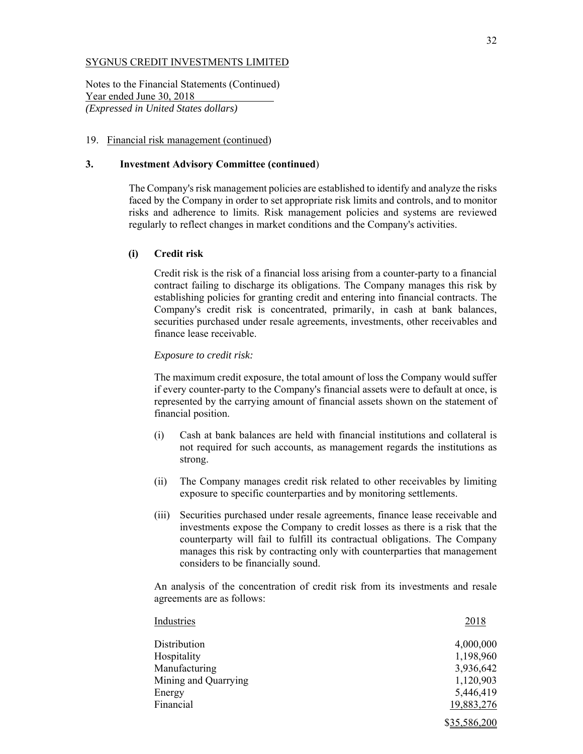SYGNUS CREDIT INVESTMENTS LIMITED

Notes to the Financial Statements (Continued)
Year ended June 30, 2018
*(Expressed in United States dollars)*

19. Financial risk management (continued)

**3. Investment Advisory Committee (continued)**

The Company's risk management policies are established to identify and analyze the risks faced by the Company in order to set appropriate risk limits and controls, and to monitor risks and adherence to limits. Risk management policies and systems are reviewed regularly to reflect changes in market conditions and the Company's activities.

**(i) Credit risk**

Credit risk is the risk of a financial loss arising from a counter-party to a financial contract failing to discharge its obligations. The Company manages this risk by establishing policies for granting credit and entering into financial contracts. The Company's credit risk is concentrated, primarily, in cash at bank balances, securities purchased under resale agreements, investments, other receivables and finance lease receivable.

*Exposure to credit risk:*

The maximum credit exposure, the total amount of loss the Company would suffer if every counter-party to the Company's financial assets were to default at once, is represented by the carrying amount of financial assets shown on the statement of financial position.

(i) Cash at bank balances are held with financial institutions and collateral is not required for such accounts, as management regards the institutions as strong.

(ii) The Company manages credit risk related to other receivables by limiting exposure to specific counterparties and by monitoring settlements.

(iii) Securities purchased under resale agreements, finance lease receivable and investments expose the Company to credit losses as there is a risk that the counterparty will fail to fulfill its contractual obligations. The Company manages this risk by contracting only with counterparties that management considers to be financially sound.

An analysis of the concentration of credit risk from its investments and resale agreements are as follows:

| Industries | 2018 |
|---|---:|
| Distribution | 4,000,000 |
| Hospitality | 1,198,960 |
| Manufacturing | 3,936,642 |
| Mining and Quarrying | 1,120,903 |
| Energy | 5,446,419 |
| Financial | 19,883,276 |
| | $35,586,200 |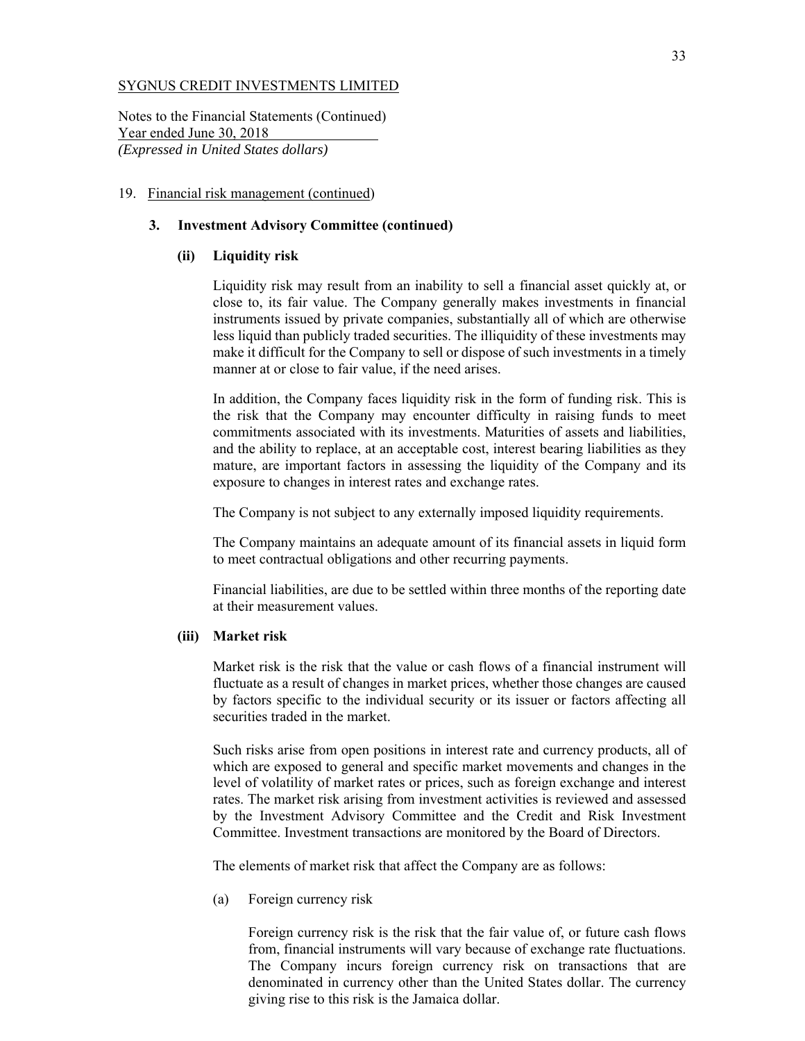SYGNUS CREDIT INVESTMENTS LIMITED

Notes to the Financial Statements (Continued)
Year ended June 30, 2018
*(Expressed in United States dollars)*

19. Financial risk management (continued)

**3. Investment Advisory Committee (continued)**

**(ii) Liquidity risk**

Liquidity risk may result from an inability to sell a financial asset quickly at, or close to, its fair value. The Company generally makes investments in financial instruments issued by private companies, substantially all of which are otherwise less liquid than publicly traded securities. The illiquidity of these investments may make it difficult for the Company to sell or dispose of such investments in a timely manner at or close to fair value, if the need arises.

In addition, the Company faces liquidity risk in the form of funding risk. This is the risk that the Company may encounter difficulty in raising funds to meet commitments associated with its investments. Maturities of assets and liabilities, and the ability to replace, at an acceptable cost, interest bearing liabilities as they mature, are important factors in assessing the liquidity of the Company and its exposure to changes in interest rates and exchange rates.

The Company is not subject to any externally imposed liquidity requirements.

The Company maintains an adequate amount of its financial assets in liquid form to meet contractual obligations and other recurring payments.

Financial liabilities, are due to be settled within three months of the reporting date at their measurement values.

**(iii) Market risk**

Market risk is the risk that the value or cash flows of a financial instrument will fluctuate as a result of changes in market prices, whether those changes are caused by factors specific to the individual security or its issuer or factors affecting all securities traded in the market.

Such risks arise from open positions in interest rate and currency products, all of which are exposed to general and specific market movements and changes in the level of volatility of market rates or prices, such as foreign exchange and interest rates. The market risk arising from investment activities is reviewed and assessed by the Investment Advisory Committee and the Credit and Risk Investment Committee. Investment transactions are monitored by the Board of Directors.

The elements of market risk that affect the Company are as follows:

(a) Foreign currency risk

Foreign currency risk is the risk that the fair value of, or future cash flows from, financial instruments will vary because of exchange rate fluctuations. The Company incurs foreign currency risk on transactions that are denominated in currency other than the United States dollar. The currency giving rise to this risk is the Jamaica dollar.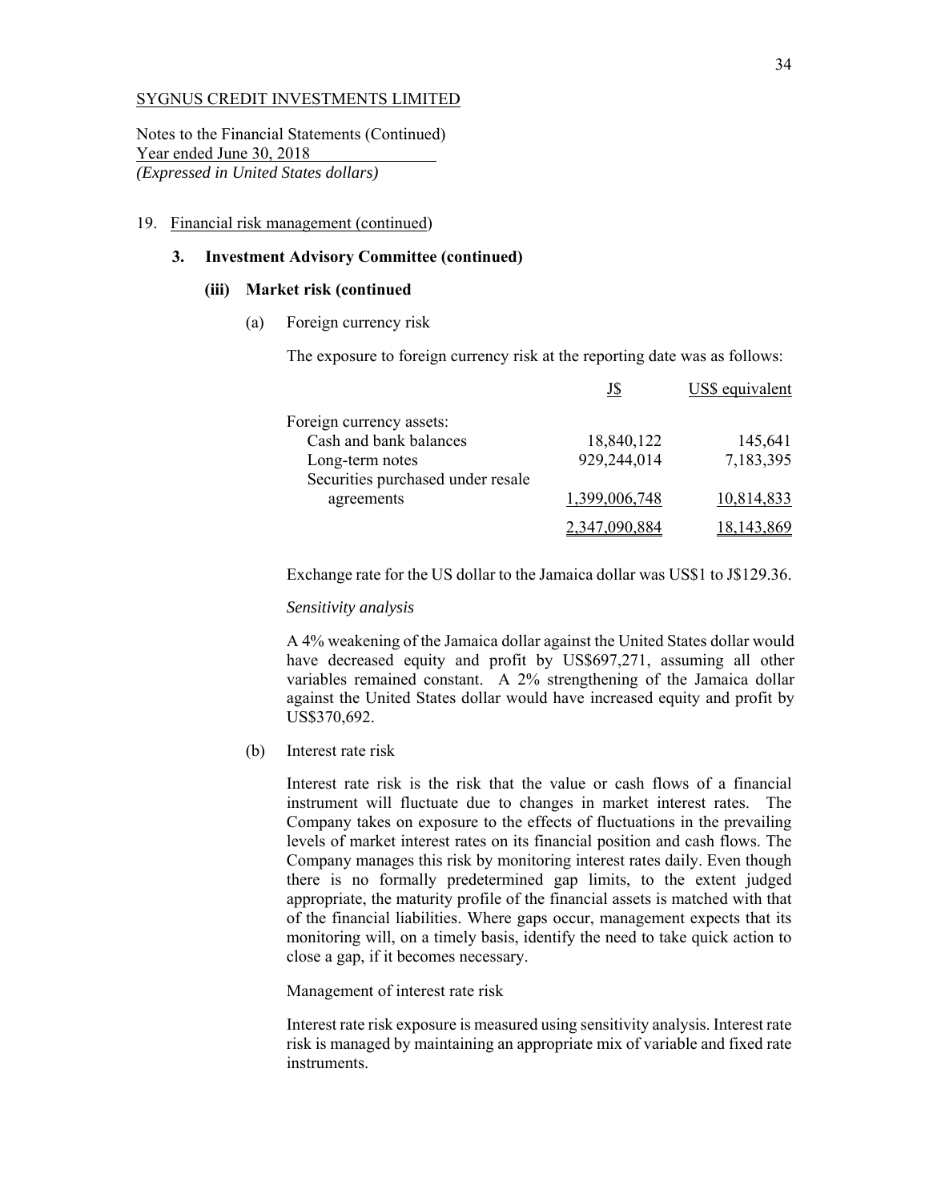SYGNUS CREDIT INVESTMENTS LIMITED

Notes to the Financial Statements (Continued)
Year ended June 30, 2018
*(Expressed in United States dollars)*

19. Financial risk management (continued)

### 3. Investment Advisory Committee (continued)

#### (iii) Market risk (continued

(a) Foreign currency risk

The exposure to foreign currency risk at the reporting date was as follows:

| | J$ | US$ equivalent |
|---|---|---|
| Foreign currency assets: | | |
| Cash and bank balances | 18,840,122 | 145,641 |
| Long-term notes | 929,244,014 | 7,183,395 |
| Securities purchased under resale agreements | 1,399,006,748 | 10,814,833 |
| | 2,347,090,884 | 18,143,869 |

Exchange rate for the US dollar to the Jamaica dollar was US$1 to J$129.36.

*Sensitivity analysis*

A 4% weakening of the Jamaica dollar against the United States dollar would have decreased equity and profit by US$697,271, assuming all other variables remained constant. A 2% strengthening of the Jamaica dollar against the United States dollar would have increased equity and profit by US$370,692.

(b) Interest rate risk

Interest rate risk is the risk that the value or cash flows of a financial instrument will fluctuate due to changes in market interest rates. The Company takes on exposure to the effects of fluctuations in the prevailing levels of market interest rates on its financial position and cash flows. The Company manages this risk by monitoring interest rates daily. Even though there is no formally predetermined gap limits, to the extent judged appropriate, the maturity profile of the financial assets is matched with that of the financial liabilities. Where gaps occur, management expects that its monitoring will, on a timely basis, identify the need to take quick action to close a gap, if it becomes necessary.

Management of interest rate risk

Interest rate risk exposure is measured using sensitivity analysis. Interest rate risk is managed by maintaining an appropriate mix of variable and fixed rate instruments.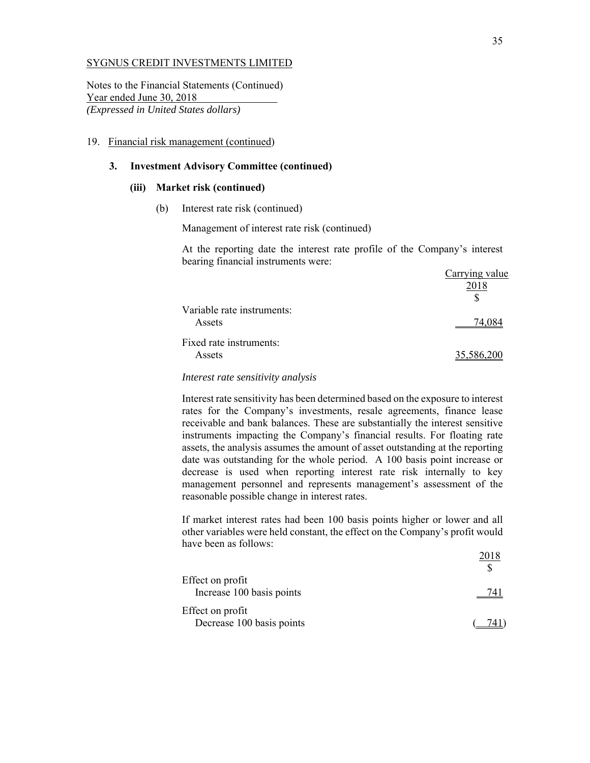SYGNUS CREDIT INVESTMENTS LIMITED

Notes to the Financial Statements (Continued)
Year ended June 30, 2018
*(Expressed in United States dollars)*

19. Financial risk management (continued)

### 3. Investment Advisory Committee (continued)

#### (iii) Market risk (continued)

(b) Interest rate risk (continued)

Management of interest rate risk (continued)

At the reporting date the interest rate profile of the Company's interest bearing financial instruments were:

| | Carrying value 2018 $ |
|---|---|
| Variable rate instruments: | |
| Assets | 74,084 |
| Fixed rate instruments: | |
| Assets | 35,586,200 |

*Interest rate sensitivity analysis*

Interest rate sensitivity has been determined based on the exposure to interest rates for the Company's investments, resale agreements, finance lease receivable and bank balances. These are substantially the interest sensitive instruments impacting the Company's financial results. For floating rate assets, the analysis assumes the amount of asset outstanding at the reporting date was outstanding for the whole period. A 100 basis point increase or decrease is used when reporting interest rate risk internally to key management personnel and represents management's assessment of the reasonable possible change in interest rates.

If market interest rates had been 100 basis points higher or lower and all other variables were held constant, the effect on the Company's profit would have been as follows:

| | 2018 $ |
|---|---|
| Effect on profit | |
| Increase 100 basis points | 741 |
| Effect on profit | |
| Decrease 100 basis points | (741) |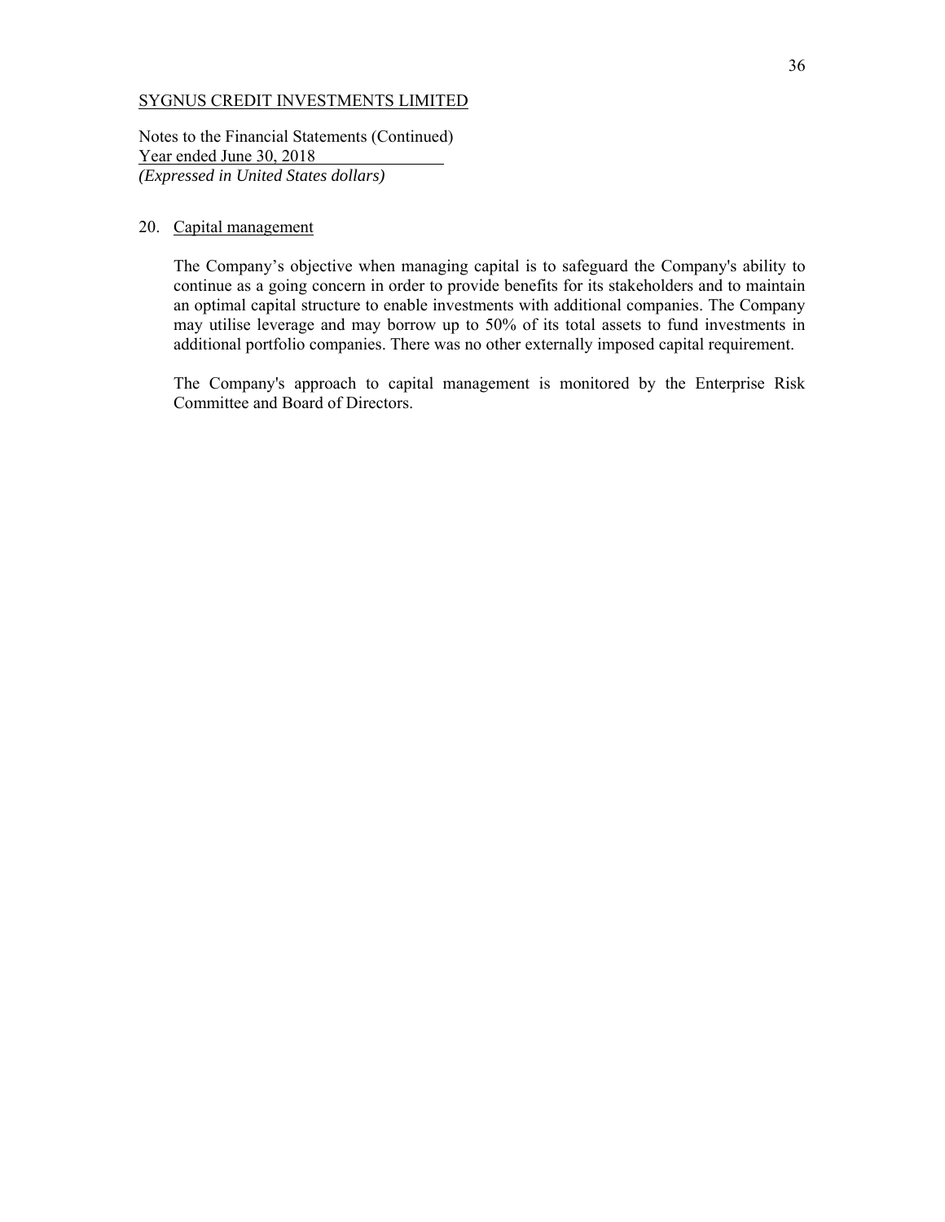## 20. Capital management

The Company's objective when managing capital is to safeguard the Company's ability to continue as a going concern in order to provide benefits for its stakeholders and to maintain an optimal capital structure to enable investments with additional companies. The Company may utilise leverage and may borrow up to 50% of its total assets to fund investments in additional portfolio companies. There was no other externally imposed capital requirement.

The Company's approach to capital management is monitored by the Enterprise Risk Committee and Board of Directors.